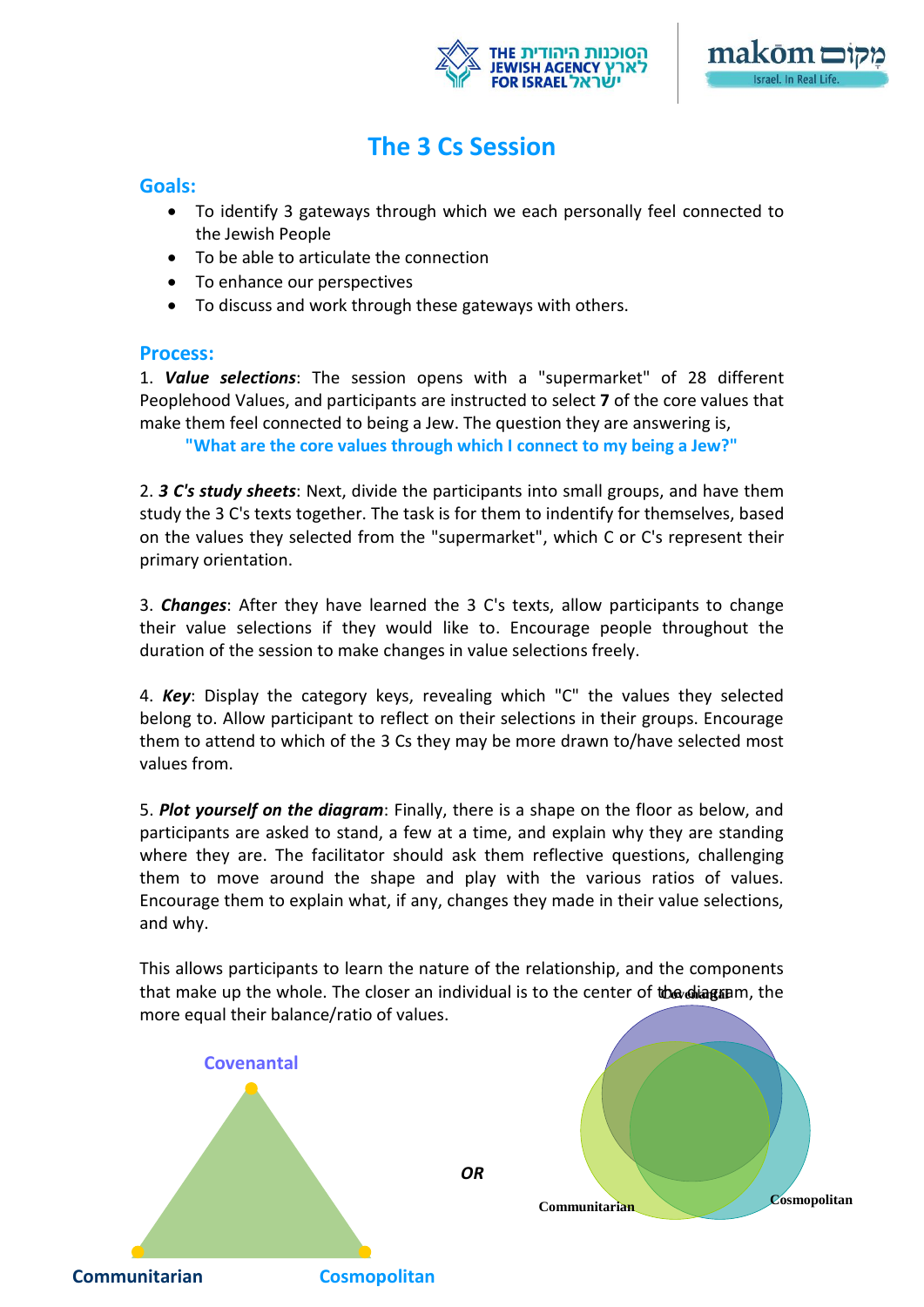# The 3 Cs Session

## Goals:

- To identify 3 gateways through which we each personally feel connected to the Jewish People
- To be able to articulate the connection
- To enhance our perspectives
- To discuss and work through these gateways with others.

## Process:

1. ***Value selections***: The session opens with a "supermarket" of 28 different Peoplehood Values, and participants are instructed to select **7** of the core values that make them feel connected to being a Jew. The question they are answering is,

**"What are the core values through which I connect to my being a Jew?"**

2. ***3 C's study sheets***: Next, divide the participants into small groups, and have them study the 3 C's texts together. The task is for them to indentify for themselves, based on the values they selected from the "supermarket", which C or C's represent their primary orientation.

3. ***Changes***: After they have learned the 3 C's texts, allow participants to change their value selections if they would like to. Encourage people throughout the duration of the session to make changes in value selections freely.

4. ***Key***: Display the category keys, revealing which "C" the values they selected belong to. Allow participant to reflect on their selections in their groups. Encourage them to attend to which of the 3 Cs they may be more drawn to/have selected most values from.

5. ***Plot yourself on the diagram***: Finally, there is a shape on the floor as below, and participants are asked to stand, a few at a time, and explain why they are standing where they are. The facilitator should ask them reflective questions, challenging them to move around the shape and play with the various ratios of values. Encourage them to explain what, if any, changes they made in their value selections, and why.

This allows participants to learn the nature of the relationship, and the components that make up the whole. The closer an individual is to the center of the diagram, the more equal their balance/ratio of values.

Covenantal

Communitarian Cosmopolitan

***OR***

Covenantal

Communitarian Cosmopolitan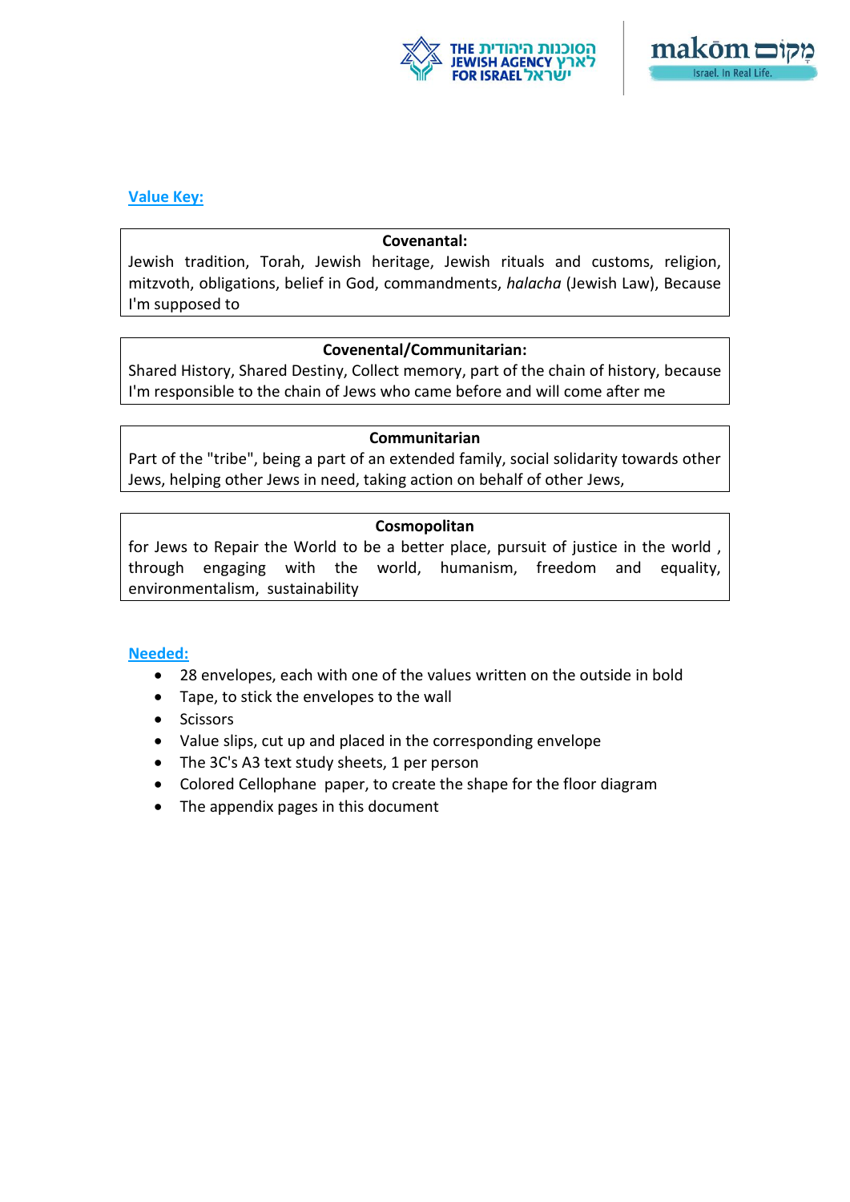## Value Key:

**Covenantal:**
Jewish tradition, Torah, Jewish heritage, Jewish rituals and customs, religion, mitzvoth, obligations, belief in God, commandments, *halacha* (Jewish Law), Because I'm supposed to

**Covenental/Communitarian:**
Shared History, Shared Destiny, Collect memory, part of the chain of history, because I'm responsible to the chain of Jews who came before and will come after me

**Communitarian**
Part of the "tribe", being a part of an extended family, social solidarity towards other Jews, helping other Jews in need, taking action on behalf of other Jews,

**Cosmopolitan**
for Jews to Repair the World to be a better place, pursuit of justice in the world , through engaging with the world, humanism, freedom and equality, environmentalism, sustainability

## Needed:

- 28 envelopes, each with one of the values written on the outside in bold
- Tape, to stick the envelopes to the wall
- Scissors
- Value slips, cut up and placed in the corresponding envelope
- The 3C's A3 text study sheets, 1 per person
- Colored Cellophane paper, to create the shape for the floor diagram
- The appendix pages in this document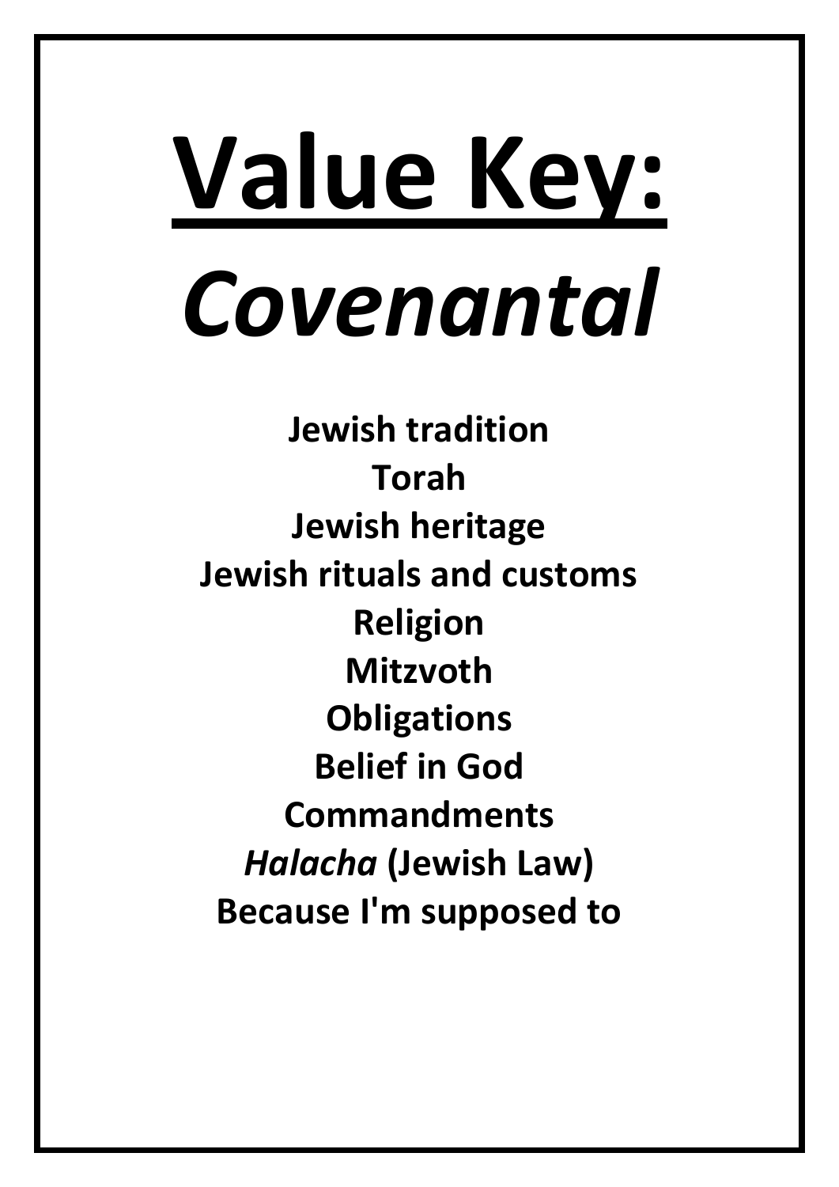# Value Key:

# *Covenantal*

**Jewish tradition**

**Torah**

**Jewish heritage**

**Jewish rituals and customs**

**Religion**

**Mitzvoth**

**Obligations**

**Belief in God**

**Commandments**

***Halacha* (Jewish Law)**

**Because I'm supposed to**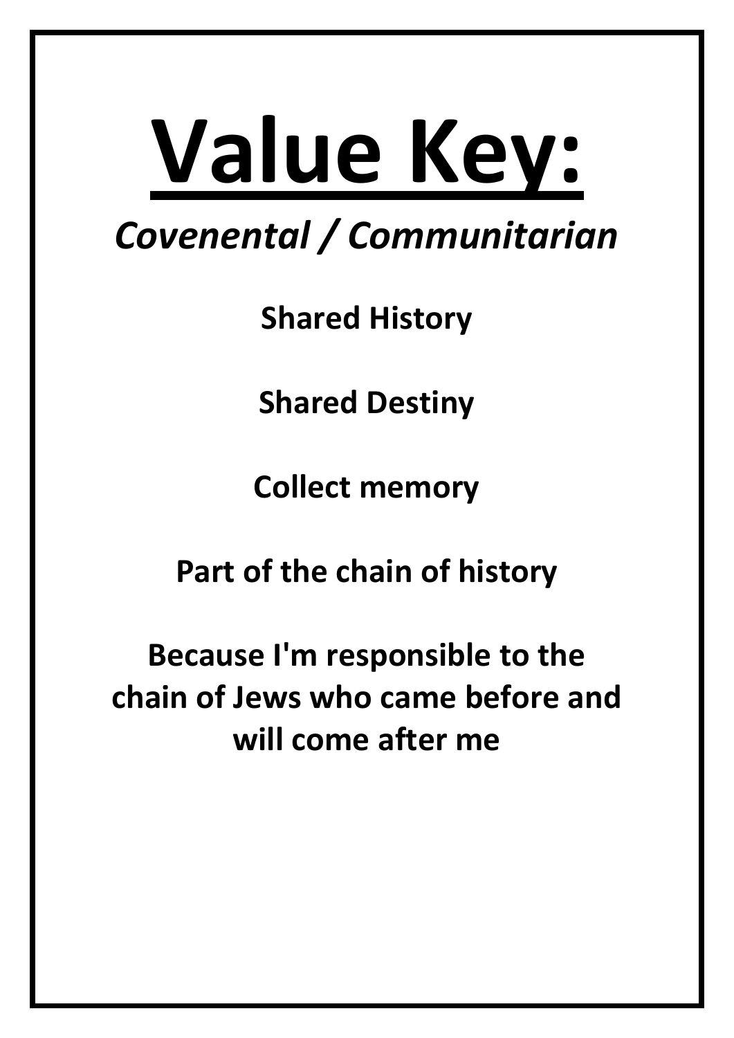# Value Key:

*Covenental / Communitarian*

**Shared History**

**Shared Destiny**

**Collect memory**

**Part of the chain of history**

**Because I'm responsible to the chain of Jews who came before and will come after me**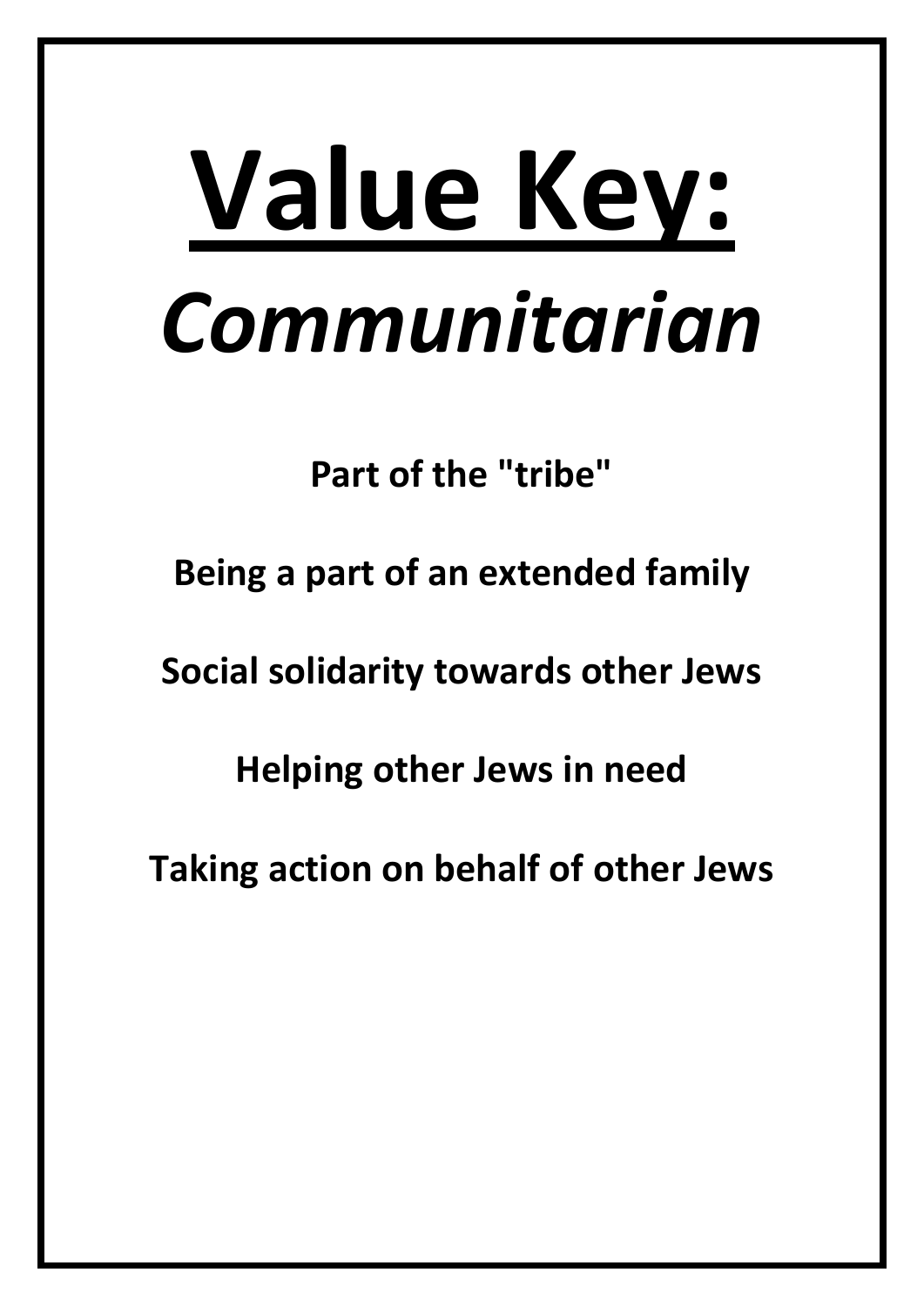# Value Key:

## *Communitarian*

**Part of the "tribe"**

**Being a part of an extended family**

**Social solidarity towards other Jews**

**Helping other Jews in need**

**Taking action on behalf of other Jews**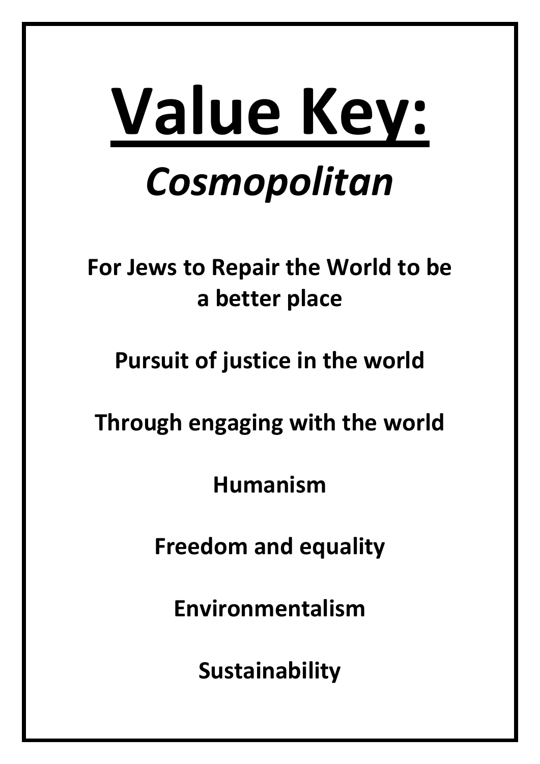# <u>Value Key:</u>

## *Cosmopolitan*

**For Jews to Repair the World to be a better place**

**Pursuit of justice in the world**

**Through engaging with the world**

**Humanism**

**Freedom and equality**

**Environmentalism**

**Sustainability**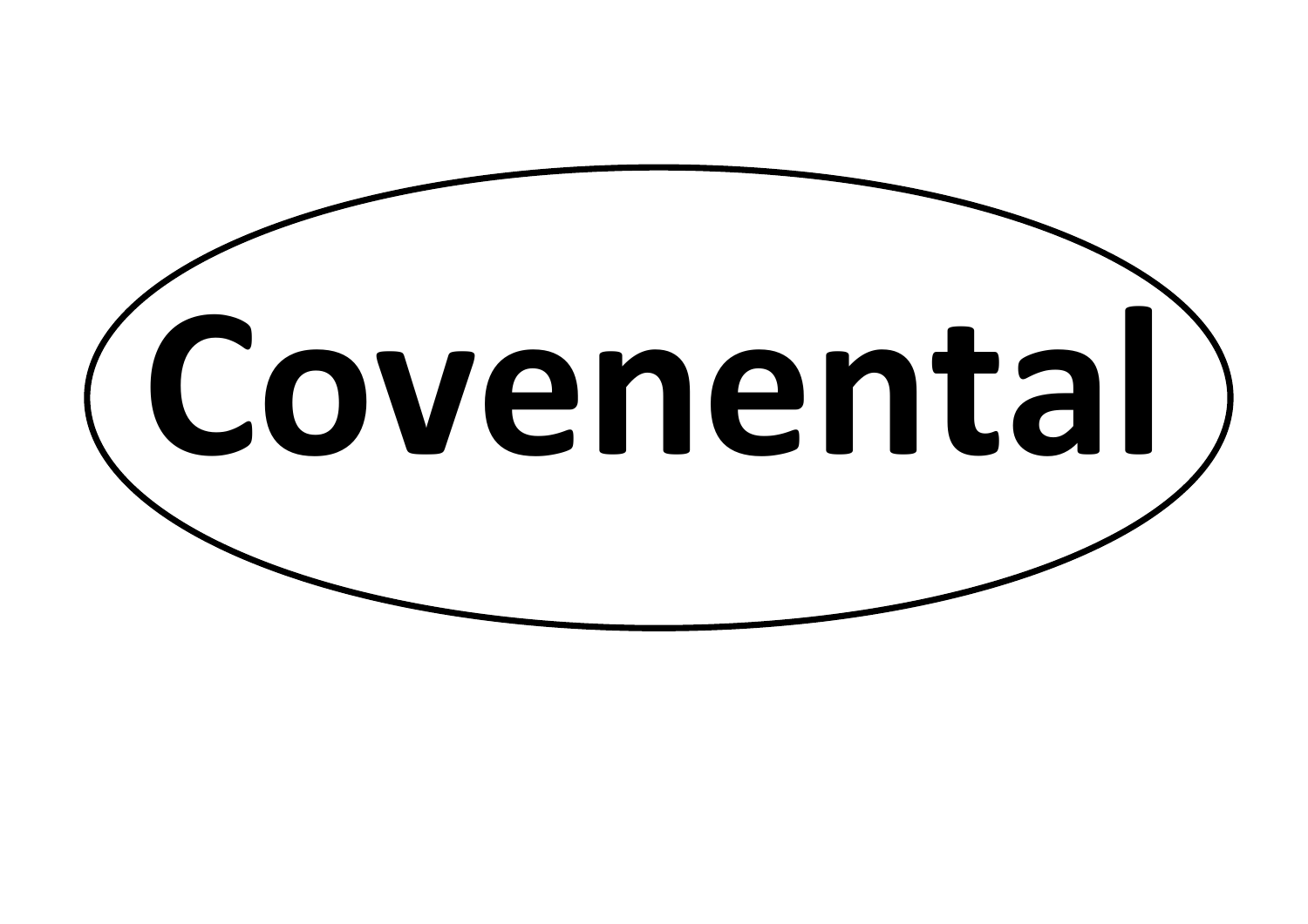**Covenental**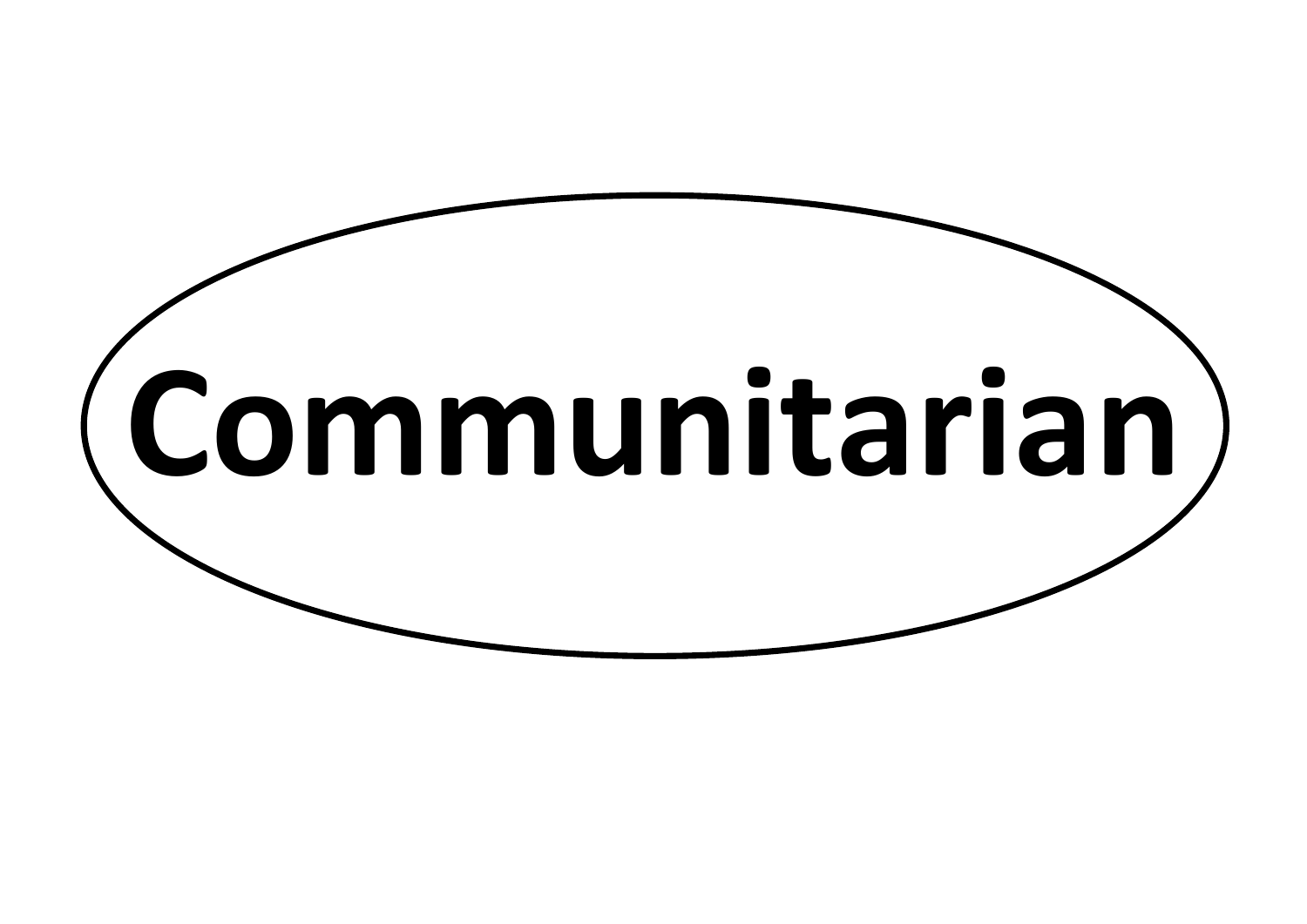Communitarian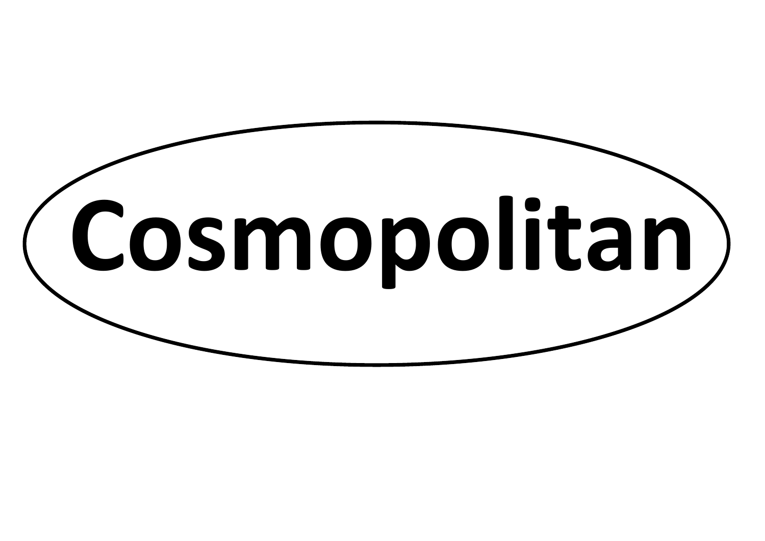Cosmopolitan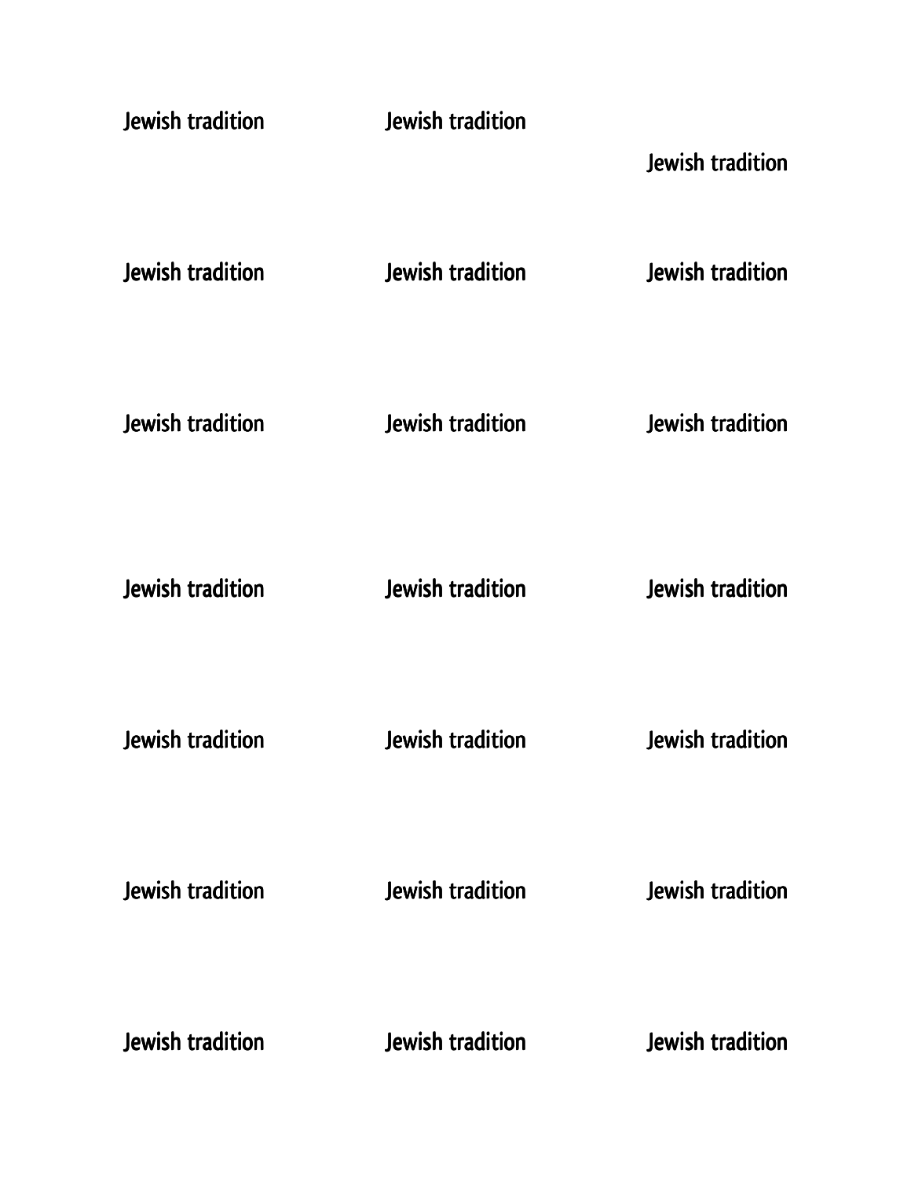Jewish tradition Jewish tradition

Jewish tradition

Jewish tradition Jewish tradition Jewish tradition

Jewish tradition Jewish tradition Jewish tradition

Jewish tradition Jewish tradition Jewish tradition

Jewish tradition Jewish tradition Jewish tradition

Jewish tradition Jewish tradition Jewish tradition

Jewish tradition Jewish tradition Jewish tradition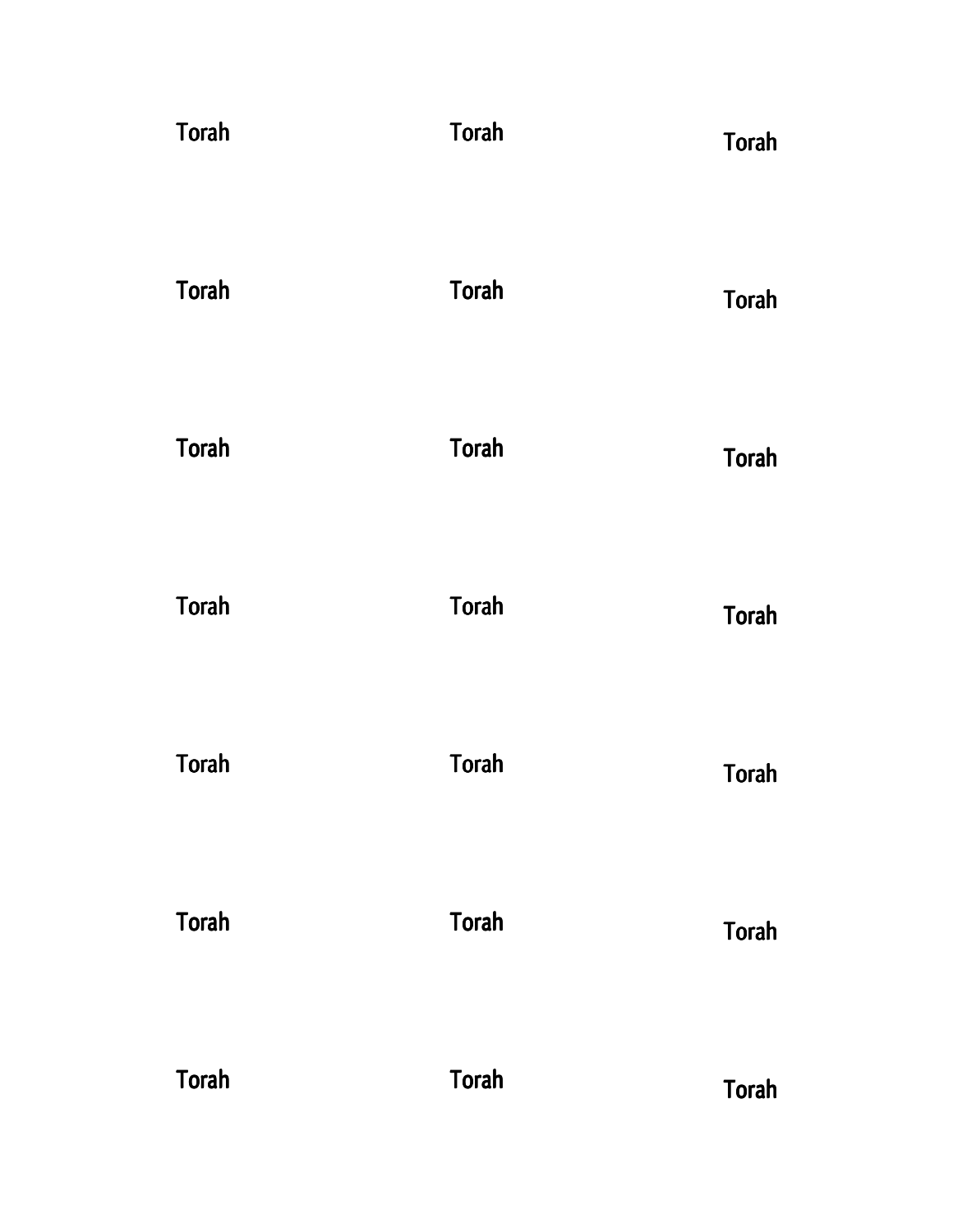| | | |
|---|---|---|
| Torah | Torah | Torah |
| Torah | Torah | Torah |
| Torah | Torah | Torah |
| Torah | Torah | Torah |
| Torah | Torah | Torah |
| Torah | Torah | Torah |
| Torah | Torah | Torah |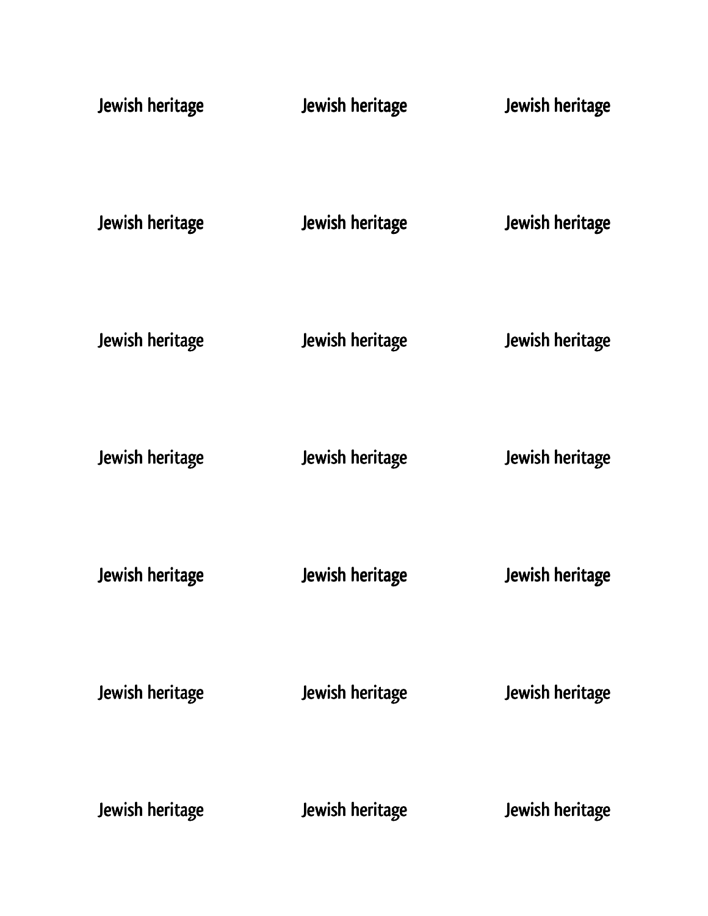| | | |
|---|---|---|
| Jewish heritage | Jewish heritage | Jewish heritage |
| Jewish heritage | Jewish heritage | Jewish heritage |
| Jewish heritage | Jewish heritage | Jewish heritage |
| Jewish heritage | Jewish heritage | Jewish heritage |
| Jewish heritage | Jewish heritage | Jewish heritage |
| Jewish heritage | Jewish heritage | Jewish heritage |
| Jewish heritage | Jewish heritage | Jewish heritage |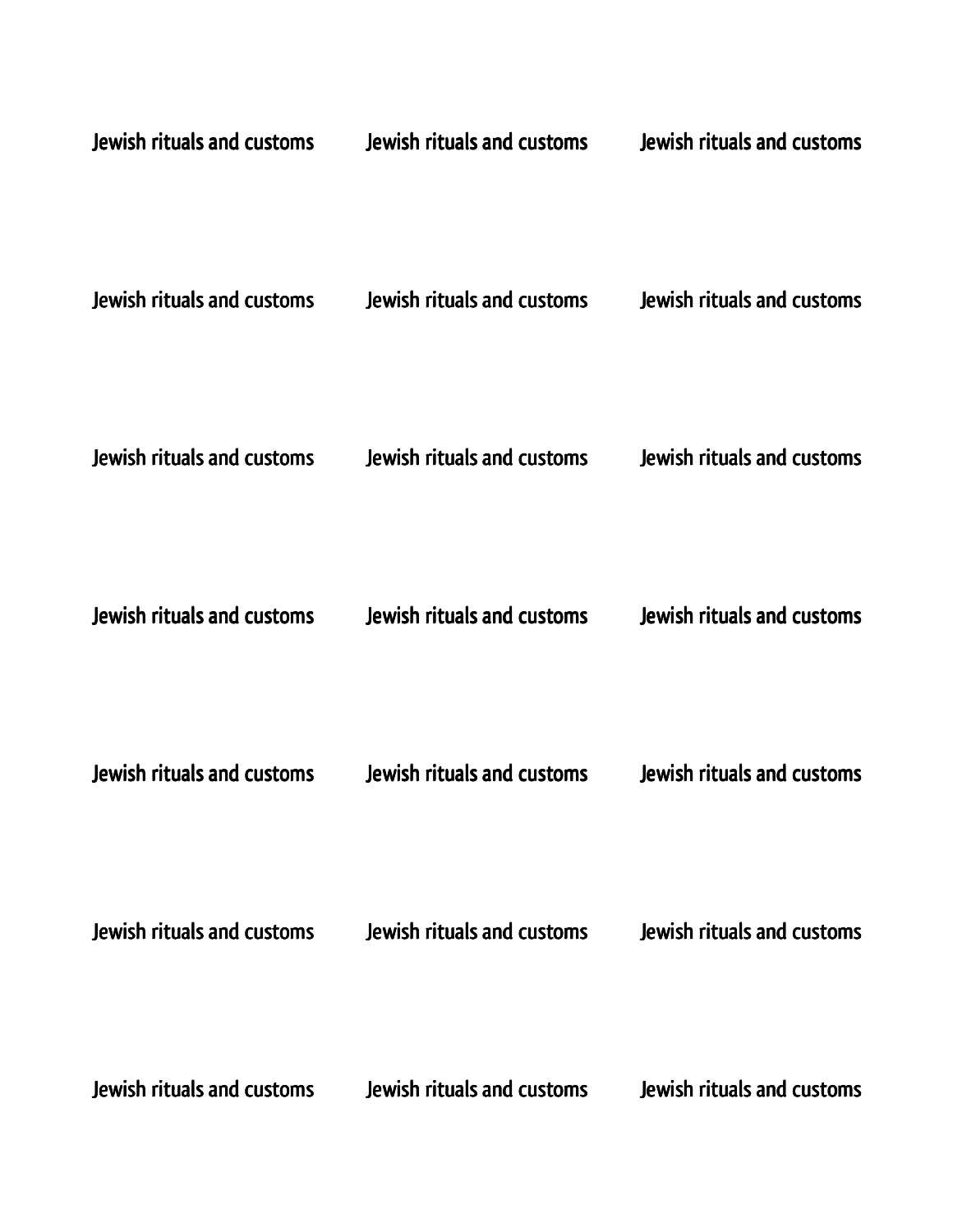Jewish rituals and customs Jewish rituals and customs Jewish rituals and customs

Jewish rituals and customs Jewish rituals and customs Jewish rituals and customs

Jewish rituals and customs Jewish rituals and customs Jewish rituals and customs

Jewish rituals and customs Jewish rituals and customs Jewish rituals and customs

Jewish rituals and customs Jewish rituals and customs Jewish rituals and customs

Jewish rituals and customs Jewish rituals and customs Jewish rituals and customs

Jewish rituals and customs Jewish rituals and customs Jewish rituals and customs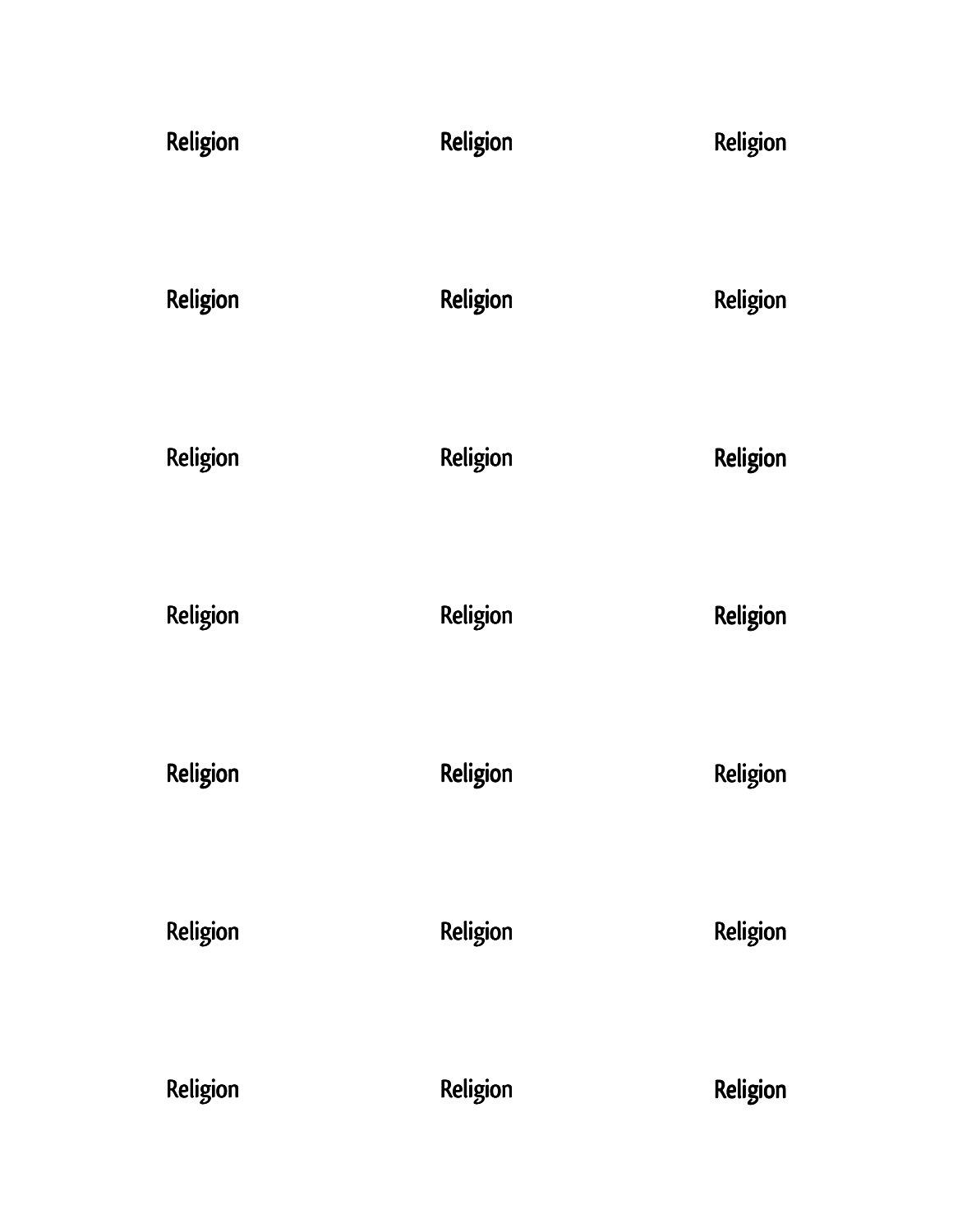Religion Religion Religion

Religion Religion Religion

Religion Religion Religion

Religion Religion Religion

Religion Religion Religion

Religion Religion Religion

Religion Religion Religion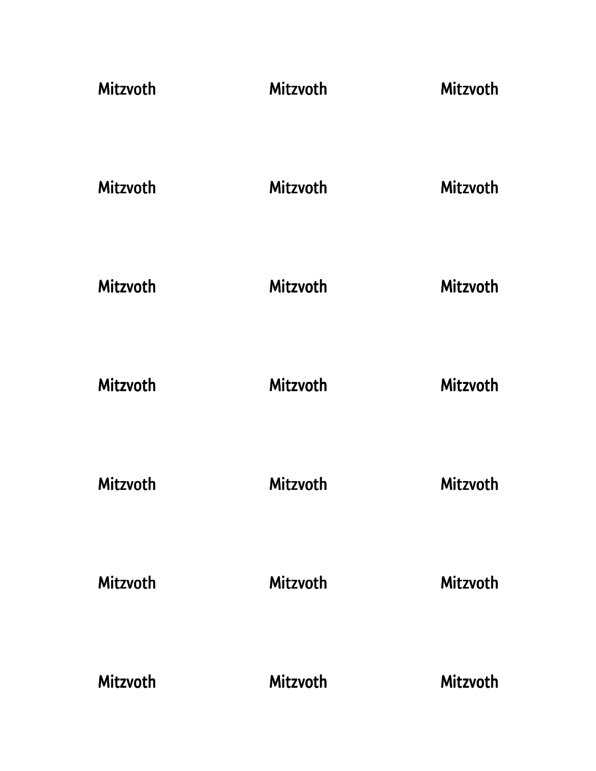| | | |
|---|---|---|
| Mitzvoth | Mitzvoth | Mitzvoth |
| Mitzvoth | Mitzvoth | Mitzvoth |
| Mitzvoth | Mitzvoth | Mitzvoth |
| Mitzvoth | Mitzvoth | Mitzvoth |
| Mitzvoth | Mitzvoth | Mitzvoth |
| Mitzvoth | Mitzvoth | Mitzvoth |
| Mitzvoth | Mitzvoth | Mitzvoth |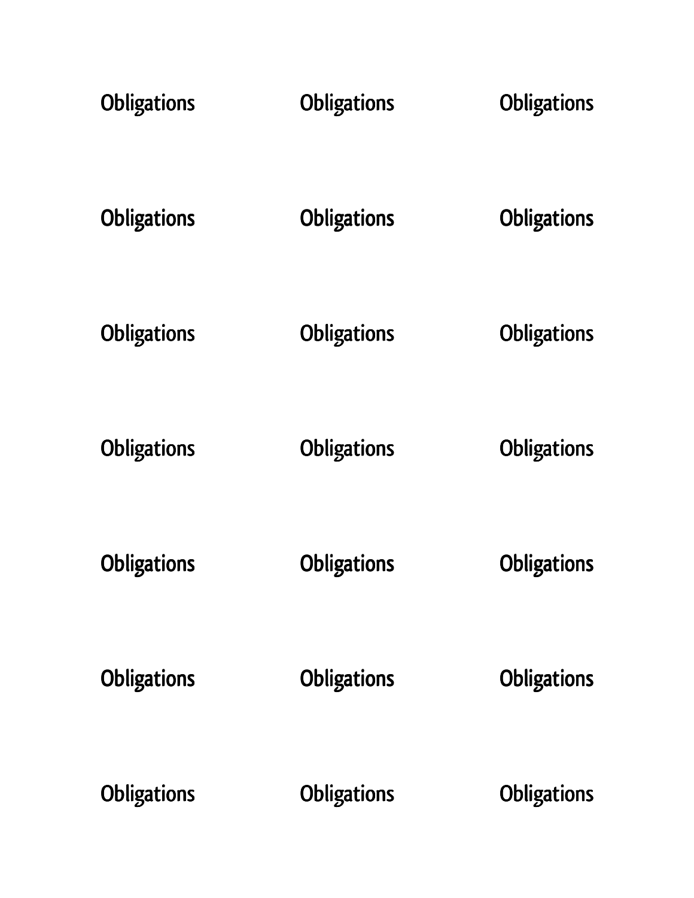| Obligations | Obligations | Obligations |
| --- | --- | --- |
| Obligations | Obligations | Obligations |
| Obligations | Obligations | Obligations |
| Obligations | Obligations | Obligations |
| Obligations | Obligations | Obligations |
| Obligations | Obligations | Obligations |
| Obligations | Obligations | Obligations |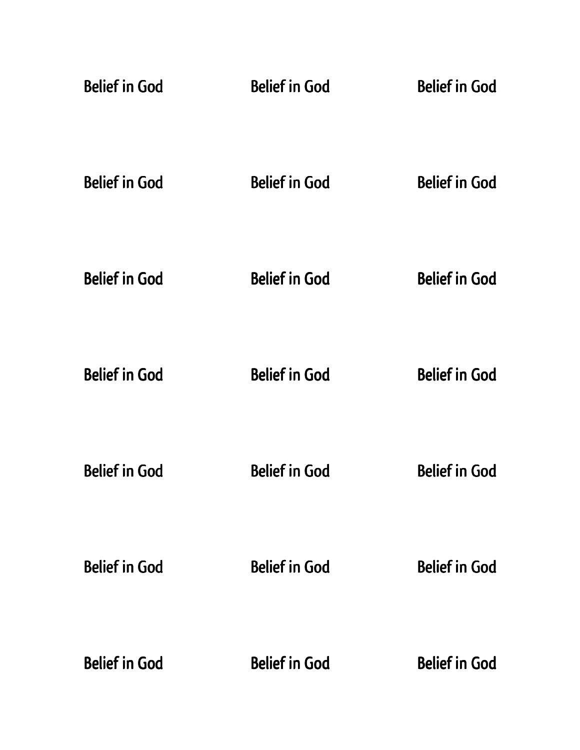| | | |
|---|---|---|
| Belief in God | Belief in God | Belief in God |
| Belief in God | Belief in God | Belief in God |
| Belief in God | Belief in God | Belief in God |
| Belief in God | Belief in God | Belief in God |
| Belief in God | Belief in God | Belief in God |
| Belief in God | Belief in God | Belief in God |
| Belief in God | Belief in God | Belief in God |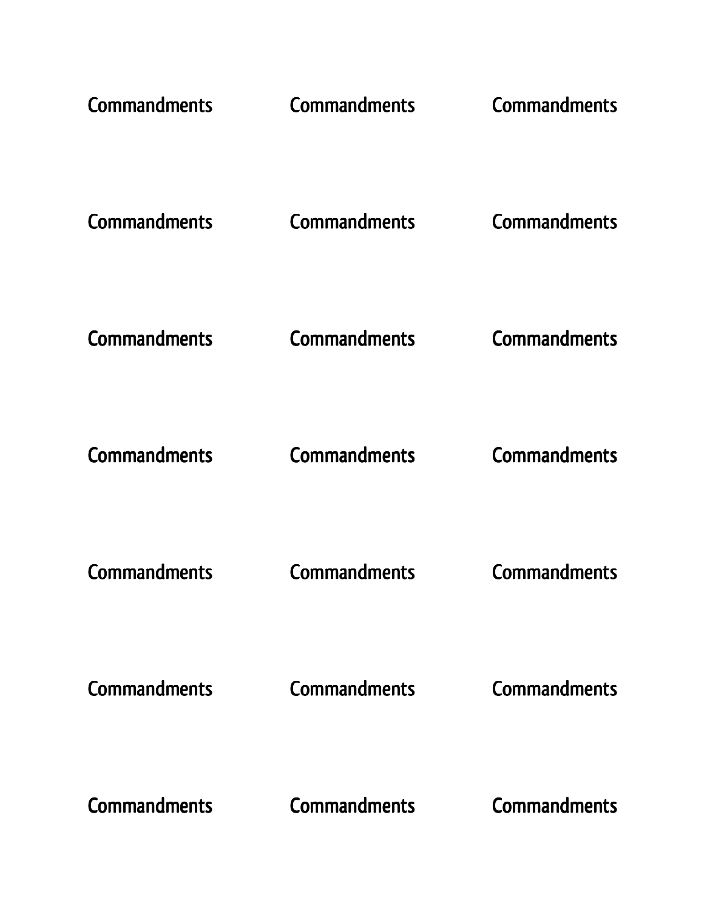| | | |
|---|---|---|
| Commandments | Commandments | Commandments |
| Commandments | Commandments | Commandments |
| Commandments | Commandments | Commandments |
| Commandments | Commandments | Commandments |
| Commandments | Commandments | Commandments |
| Commandments | Commandments | Commandments |
| Commandments | Commandments | Commandments |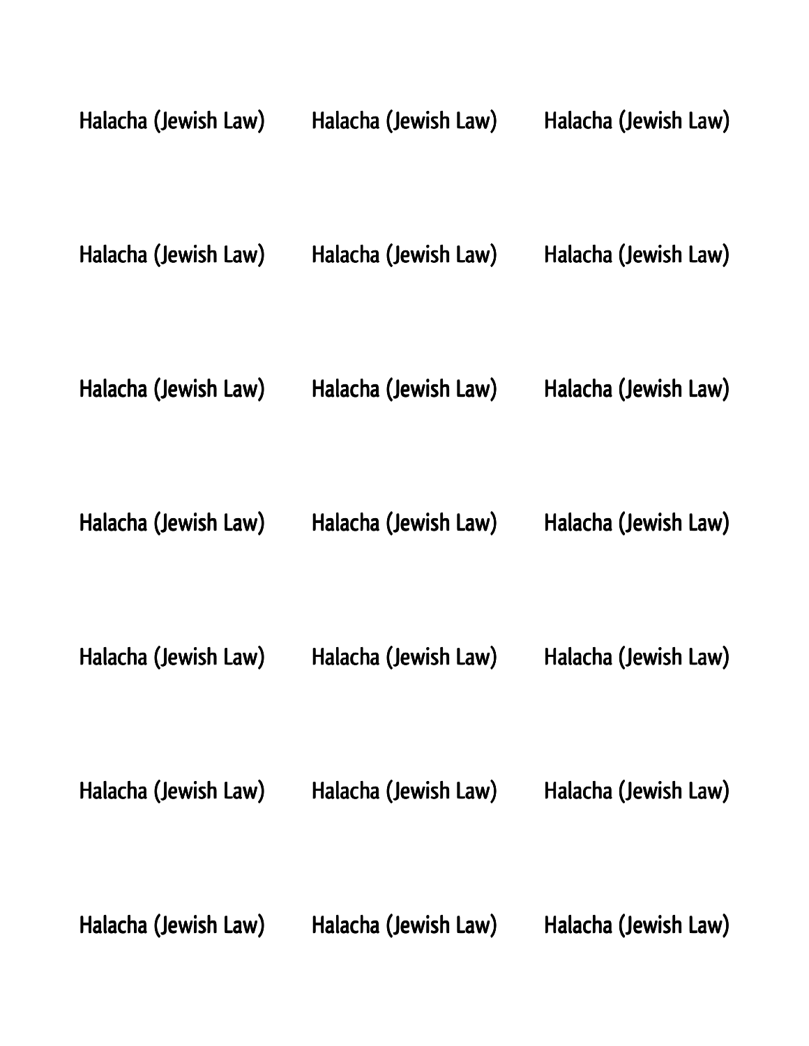Halacha (Jewish Law) Halacha (Jewish Law) Halacha (Jewish Law)

Halacha (Jewish Law) Halacha (Jewish Law) Halacha (Jewish Law)

Halacha (Jewish Law) Halacha (Jewish Law) Halacha (Jewish Law)

Halacha (Jewish Law) Halacha (Jewish Law) Halacha (Jewish Law)

Halacha (Jewish Law) Halacha (Jewish Law) Halacha (Jewish Law)

Halacha (Jewish Law) Halacha (Jewish Law) Halacha (Jewish Law)

Halacha (Jewish Law) Halacha (Jewish Law) Halacha (Jewish Law)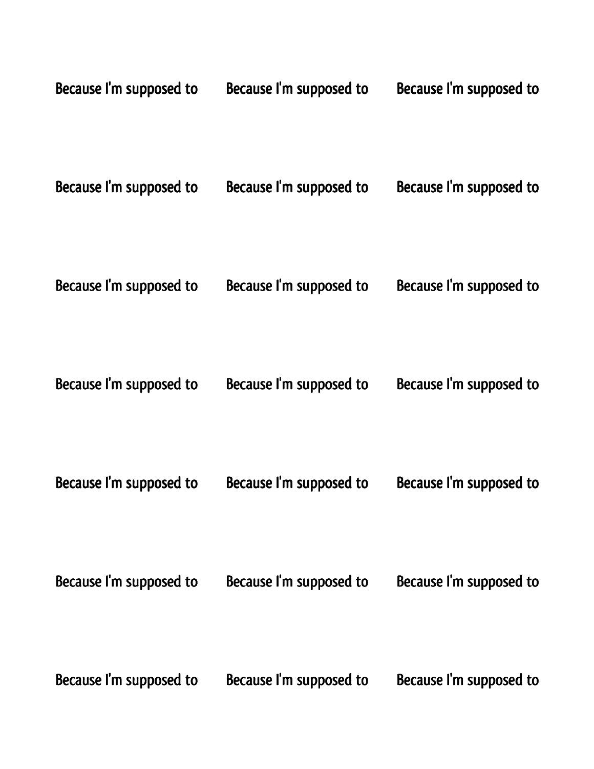| Because I'm supposed to | Because I'm supposed to | Because I'm supposed to |
|---|---|---|
| Because I'm supposed to | Because I'm supposed to | Because I'm supposed to |
| Because I'm supposed to | Because I'm supposed to | Because I'm supposed to |
| Because I'm supposed to | Because I'm supposed to | Because I'm supposed to |
| Because I'm supposed to | Because I'm supposed to | Because I'm supposed to |
| Because I'm supposed to | Because I'm supposed to | Because I'm supposed to |
| Because I'm supposed to | Because I'm supposed to | Because I'm supposed to |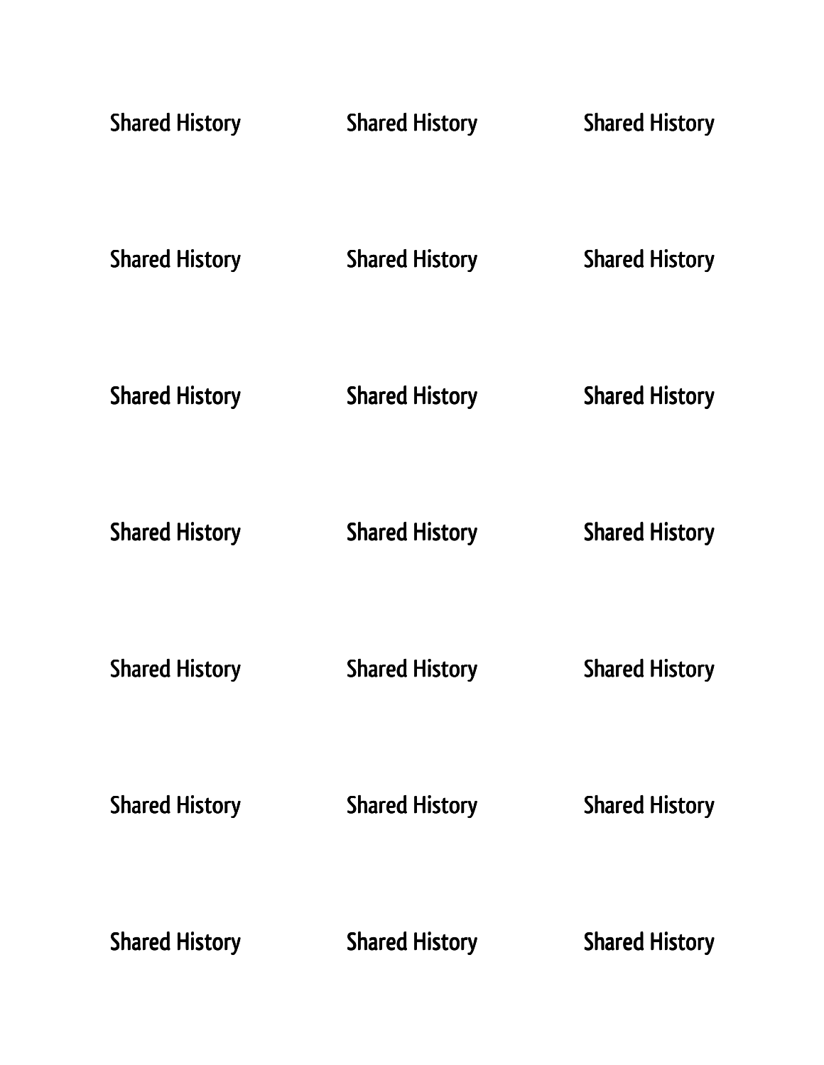| | | |
|---|---|---|
| Shared History | Shared History | Shared History |
| Shared History | Shared History | Shared History |
| Shared History | Shared History | Shared History |
| Shared History | Shared History | Shared History |
| Shared History | Shared History | Shared History |
| Shared History | Shared History | Shared History |
| Shared History | Shared History | Shared History |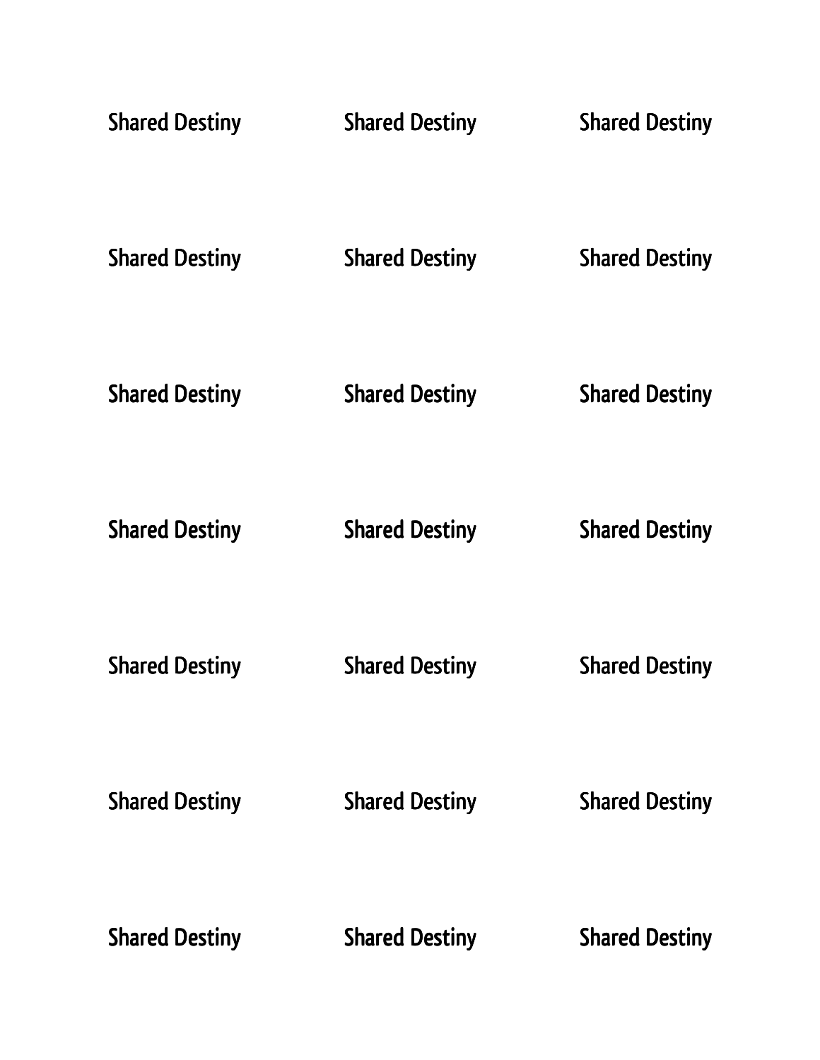| | | |
|---|---|---|
| Shared Destiny | Shared Destiny | Shared Destiny |
| Shared Destiny | Shared Destiny | Shared Destiny |
| Shared Destiny | Shared Destiny | Shared Destiny |
| Shared Destiny | Shared Destiny | Shared Destiny |
| Shared Destiny | Shared Destiny | Shared Destiny |
| Shared Destiny | Shared Destiny | Shared Destiny |
| Shared Destiny | Shared Destiny | Shared Destiny |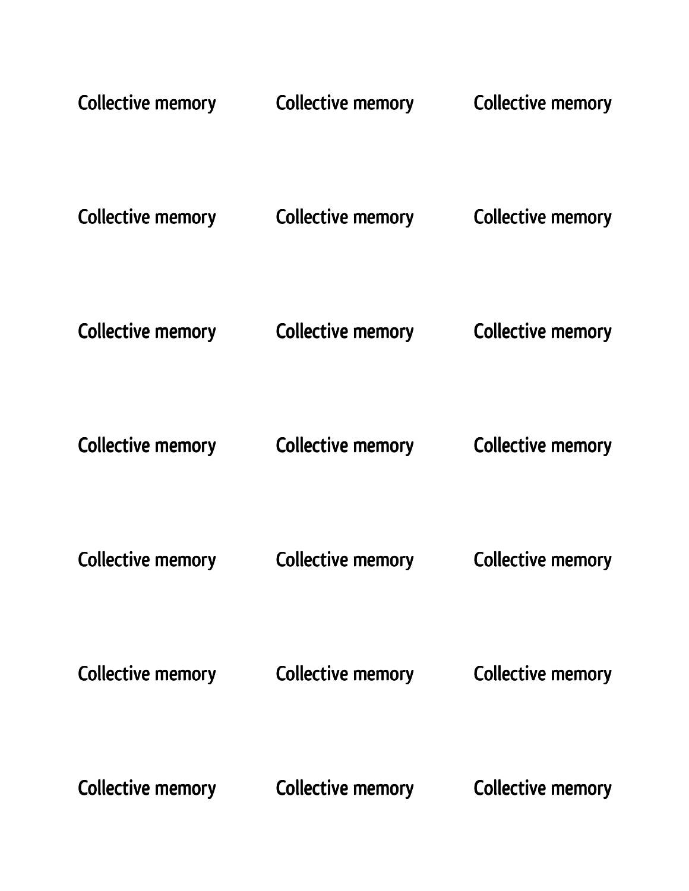Collective memory Collective memory Collective memory

Collective memory Collective memory Collective memory

Collective memory Collective memory Collective memory

Collective memory Collective memory Collective memory

Collective memory Collective memory Collective memory

Collective memory Collective memory Collective memory

Collective memory Collective memory Collective memory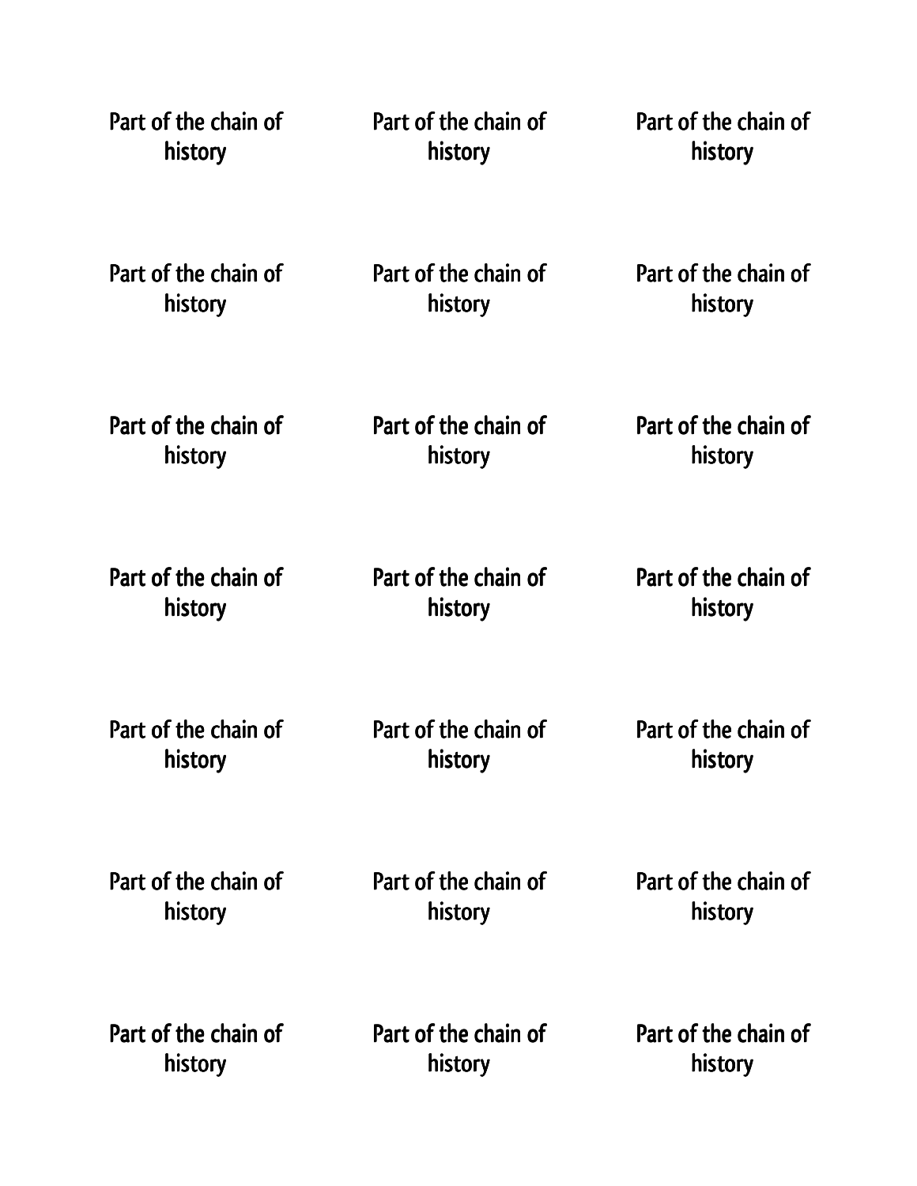Part of the chain of history

Part of the chain of history

Part of the chain of history

Part of the chain of history

Part of the chain of history

Part of the chain of history

Part of the chain of history

Part of the chain of history

Part of the chain of history

Part of the chain of history

Part of the chain of history

Part of the chain of history

Part of the chain of history

Part of the chain of history

Part of the chain of history

Part of the chain of history

Part of the chain of history

Part of the chain of history

Part of the chain of history

Part of the chain of history

Part of the chain of history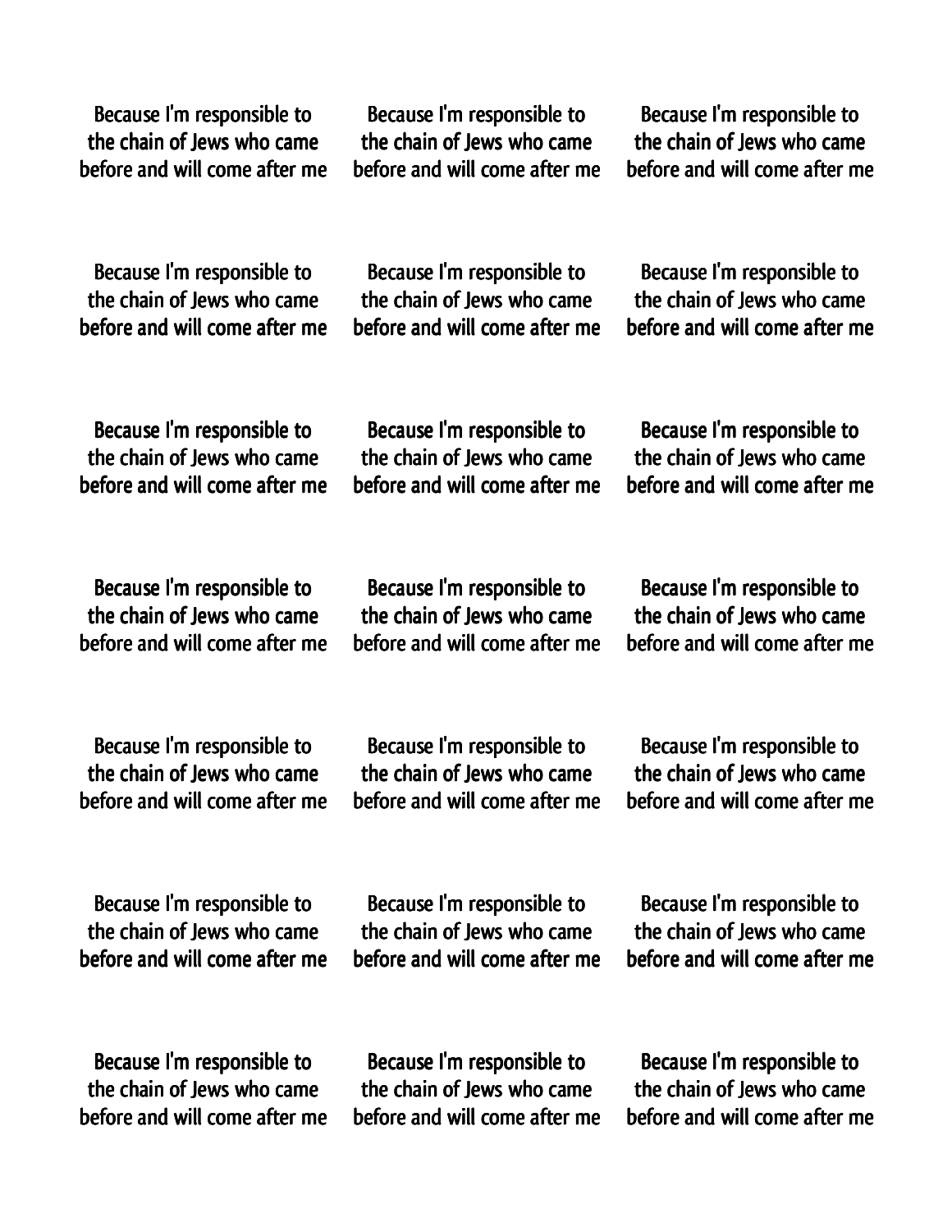Because I'm responsible to the chain of Jews who came before and will come after me

Because I'm responsible to the chain of Jews who came before and will come after me

Because I'm responsible to the chain of Jews who came before and will come after me

Because I'm responsible to the chain of Jews who came before and will come after me

Because I'm responsible to the chain of Jews who came before and will come after me

Because I'm responsible to the chain of Jews who came before and will come after me

Because I'm responsible to the chain of Jews who came before and will come after me

Because I'm responsible to the chain of Jews who came before and will come after me

Because I'm responsible to the chain of Jews who came before and will come after me

Because I'm responsible to the chain of Jews who came before and will come after me

Because I'm responsible to the chain of Jews who came before and will come after me

Because I'm responsible to the chain of Jews who came before and will come after me

Because I'm responsible to the chain of Jews who came before and will come after me

Because I'm responsible to the chain of Jews who came before and will come after me

Because I'm responsible to the chain of Jews who came before and will come after me

Because I'm responsible to the chain of Jews who came before and will come after me

Because I'm responsible to the chain of Jews who came before and will come after me

Because I'm responsible to the chain of Jews who came before and will come after me

Because I'm responsible to the chain of Jews who came before and will come after me

Because I'm responsible to the chain of Jews who came before and will come after me

Because I'm responsible to the chain of Jews who came before and will come after me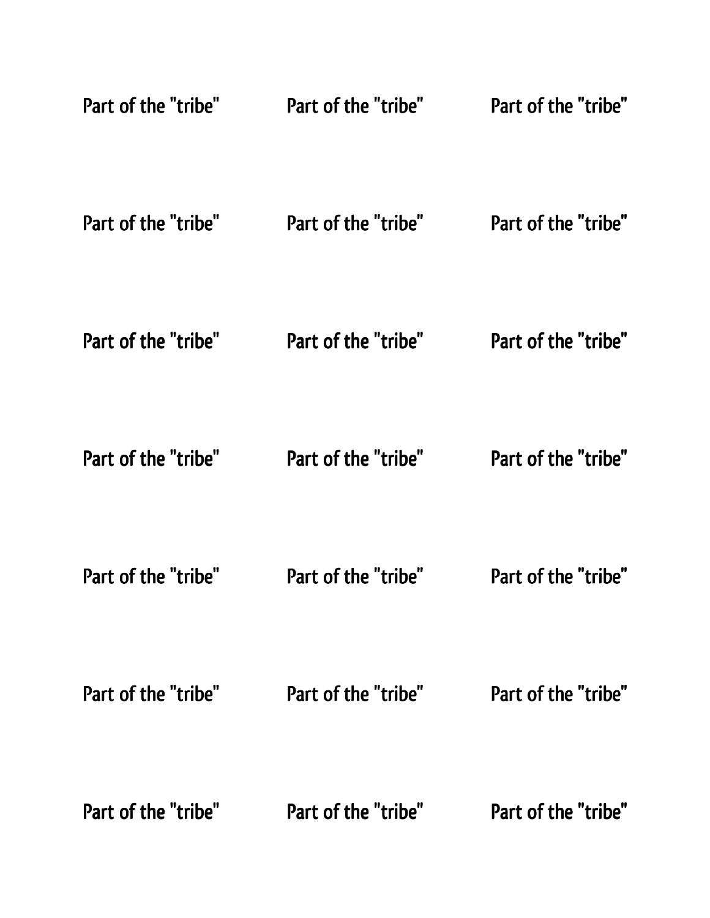| | | |
|---|---|---|
| Part of the "tribe" | Part of the "tribe" | Part of the "tribe" |
| Part of the "tribe" | Part of the "tribe" | Part of the "tribe" |
| Part of the "tribe" | Part of the "tribe" | Part of the "tribe" |
| Part of the "tribe" | Part of the "tribe" | Part of the "tribe" |
| Part of the "tribe" | Part of the "tribe" | Part of the "tribe" |
| Part of the "tribe" | Part of the "tribe" | Part of the "tribe" |
| Part of the "tribe" | Part of the "tribe" | Part of the "tribe" |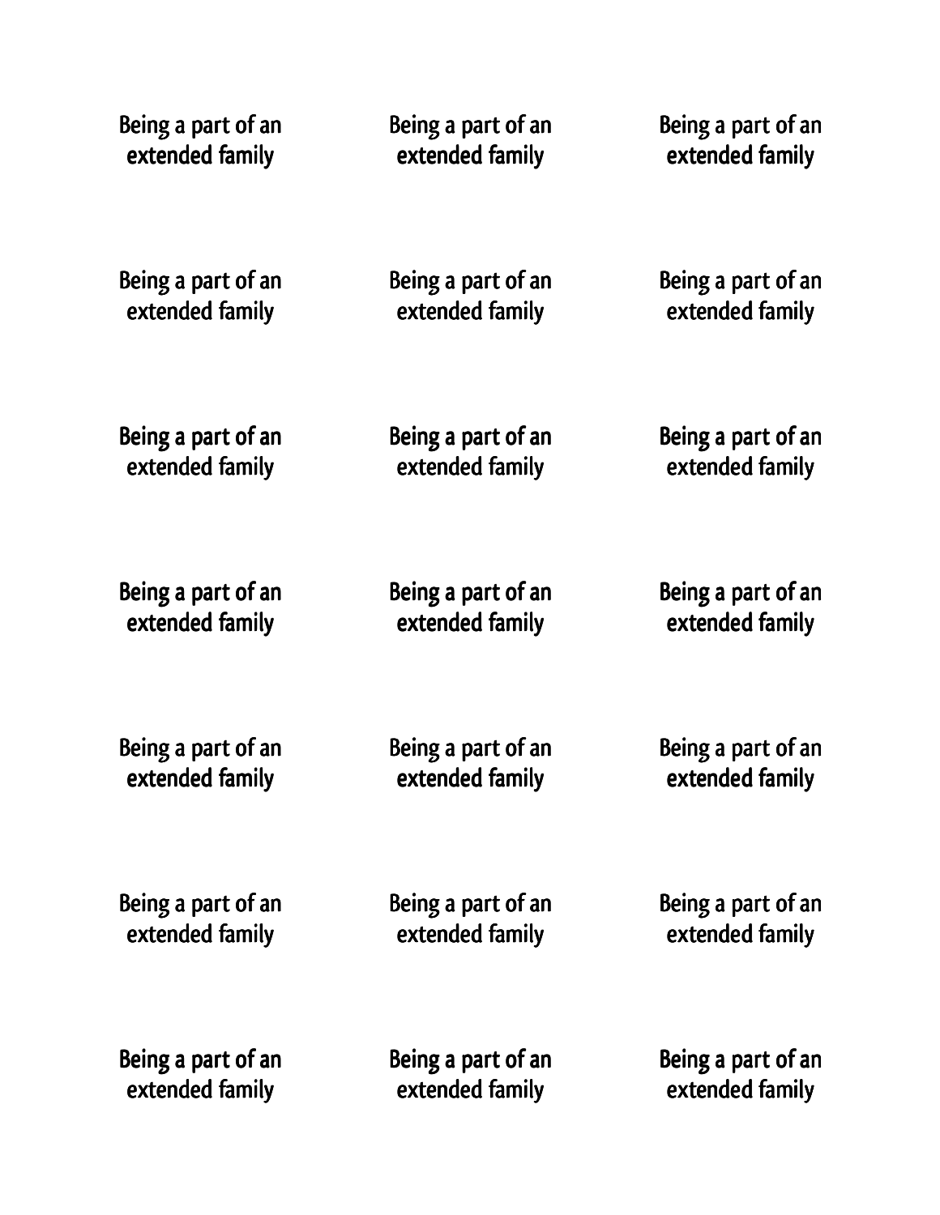Being a part of an extended family

Being a part of an extended family

Being a part of an extended family

Being a part of an extended family

Being a part of an extended family

Being a part of an extended family

Being a part of an extended family

Being a part of an extended family

Being a part of an extended family

Being a part of an extended family

Being a part of an extended family

Being a part of an extended family

Being a part of an extended family

Being a part of an extended family

Being a part of an extended family

Being a part of an extended family

Being a part of an extended family

Being a part of an extended family

Being a part of an extended family

Being a part of an extended family

Being a part of an extended family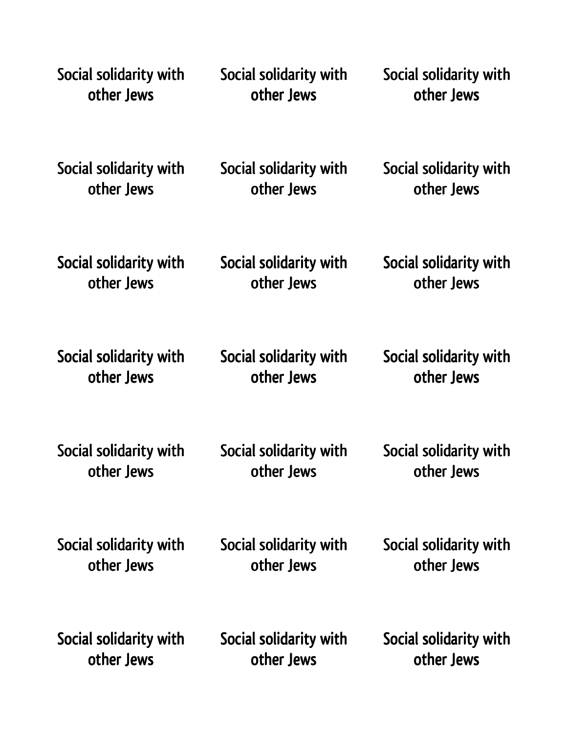Social solidarity with other Jews

Social solidarity with other Jews

Social solidarity with other Jews

Social solidarity with other Jews

Social solidarity with other Jews

Social solidarity with other Jews

Social solidarity with other Jews

Social solidarity with other Jews

Social solidarity with other Jews

Social solidarity with other Jews

Social solidarity with other Jews

Social solidarity with other Jews

Social solidarity with other Jews

Social solidarity with other Jews

Social solidarity with other Jews

Social solidarity with other Jews

Social solidarity with other Jews

Social solidarity with other Jews

Social solidarity with other Jews

Social solidarity with other Jews

Social solidarity with other Jews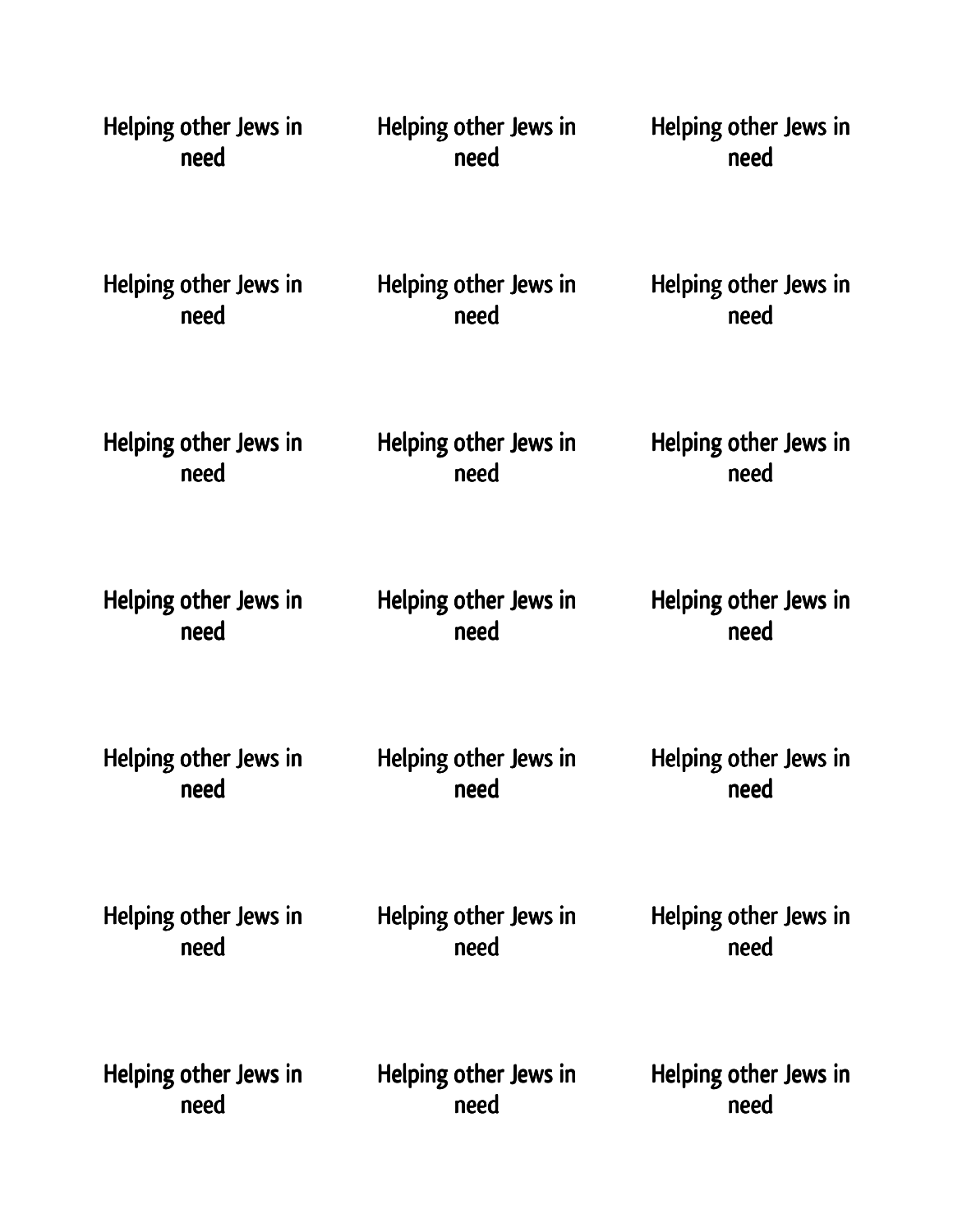| Helping other Jews in need | Helping other Jews in need | Helping other Jews in need |
| --- | --- | --- |
| Helping other Jews in need | Helping other Jews in need | Helping other Jews in need |
| Helping other Jews in need | Helping other Jews in need | Helping other Jews in need |
| Helping other Jews in need | Helping other Jews in need | Helping other Jews in need |
| Helping other Jews in need | Helping other Jews in need | Helping other Jews in need |
| Helping other Jews in need | Helping other Jews in need | Helping other Jews in need |
| Helping other Jews in need | Helping other Jews in need | Helping other Jews in need |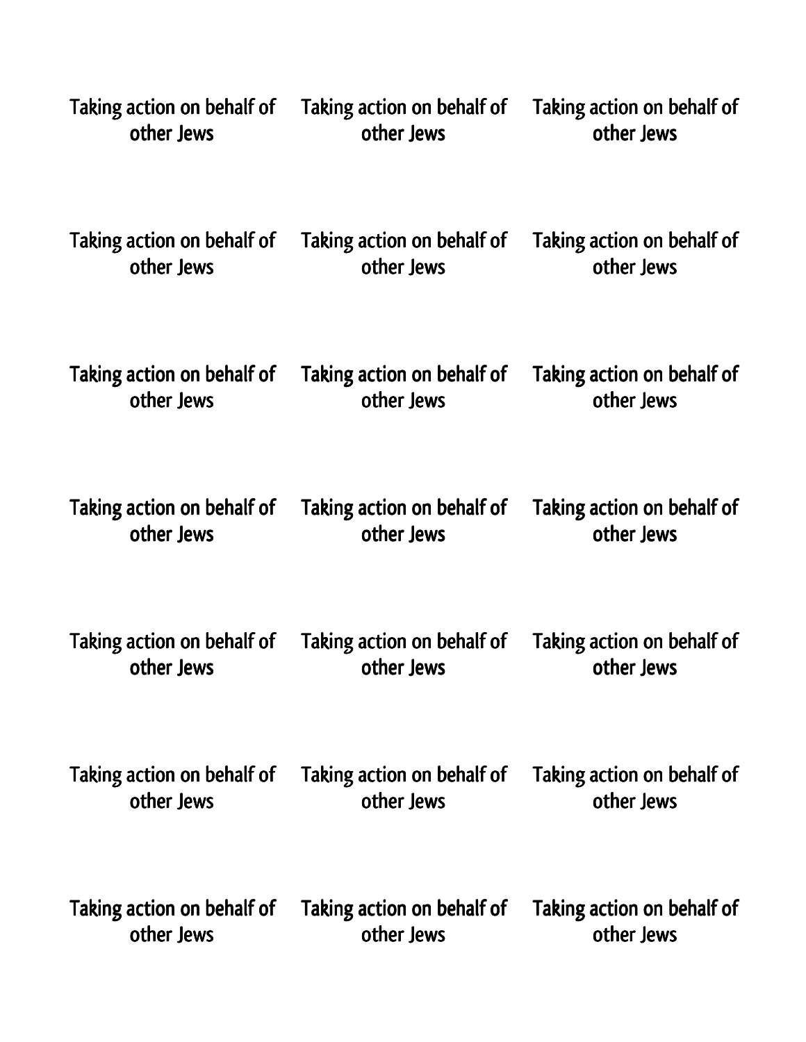Taking action on behalf of other Jews

Taking action on behalf of other Jews

Taking action on behalf of other Jews

Taking action on behalf of other Jews

Taking action on behalf of other Jews

Taking action on behalf of other Jews

Taking action on behalf of other Jews

Taking action on behalf of other Jews

Taking action on behalf of other Jews

Taking action on behalf of other Jews

Taking action on behalf of other Jews

Taking action on behalf of other Jews

Taking action on behalf of other Jews

Taking action on behalf of other Jews

Taking action on behalf of other Jews

Taking action on behalf of other Jews

Taking action on behalf of other Jews

Taking action on behalf of other Jews

Taking action on behalf of other Jews

Taking action on behalf of other Jews

Taking action on behalf of other Jews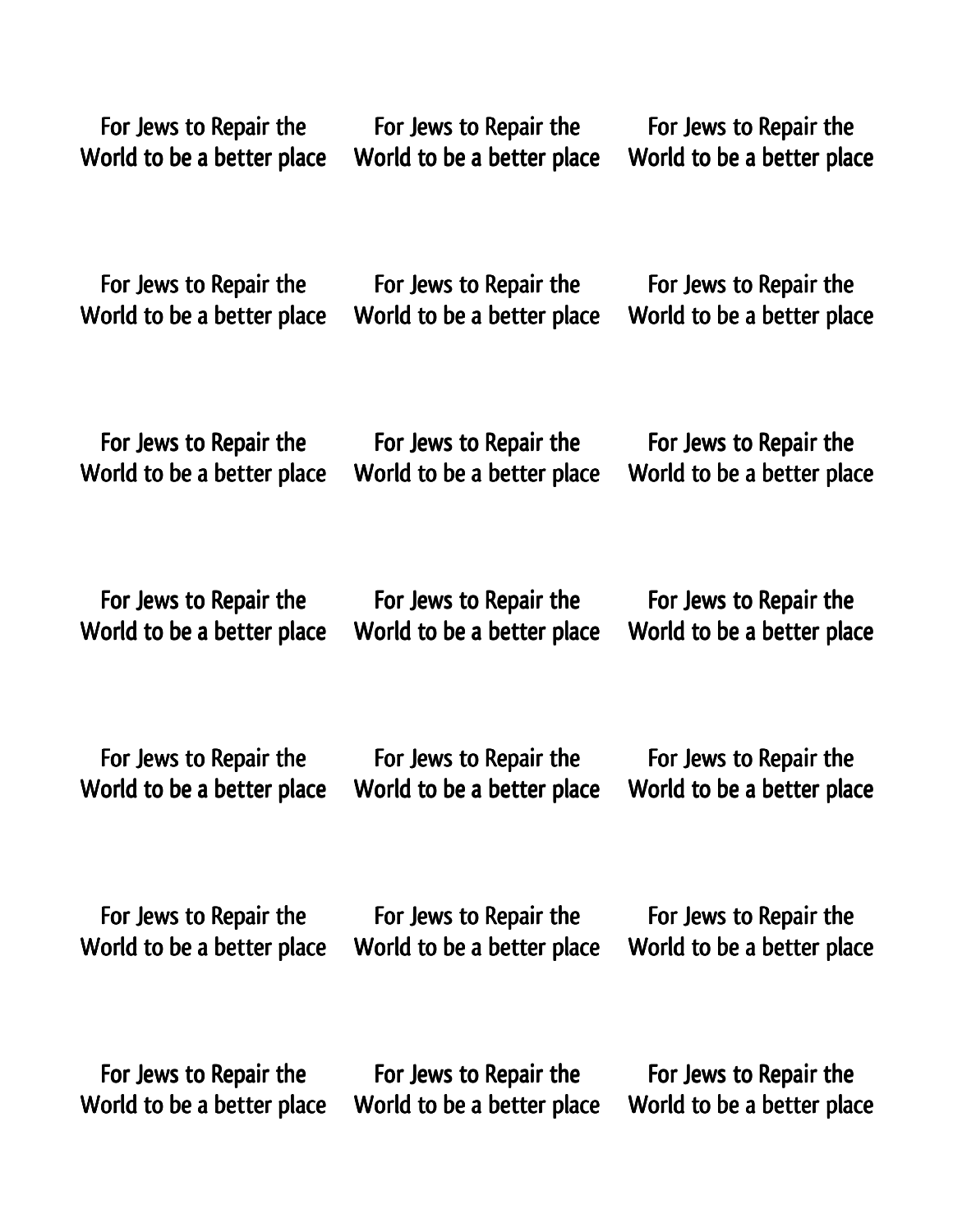For Jews to Repair the World to be a better place

For Jews to Repair the World to be a better place

For Jews to Repair the World to be a better place

For Jews to Repair the World to be a better place

For Jews to Repair the World to be a better place

For Jews to Repair the World to be a better place

For Jews to Repair the World to be a better place

For Jews to Repair the World to be a better place

For Jews to Repair the World to be a better place

For Jews to Repair the World to be a better place

For Jews to Repair the World to be a better place

For Jews to Repair the World to be a better place

For Jews to Repair the World to be a better place

For Jews to Repair the World to be a better place

For Jews to Repair the World to be a better place

For Jews to Repair the World to be a better place

For Jews to Repair the World to be a better place

For Jews to Repair the World to be a better place

For Jews to Repair the World to be a better place

For Jews to Repair the World to be a better place

For Jews to Repair the World to be a better place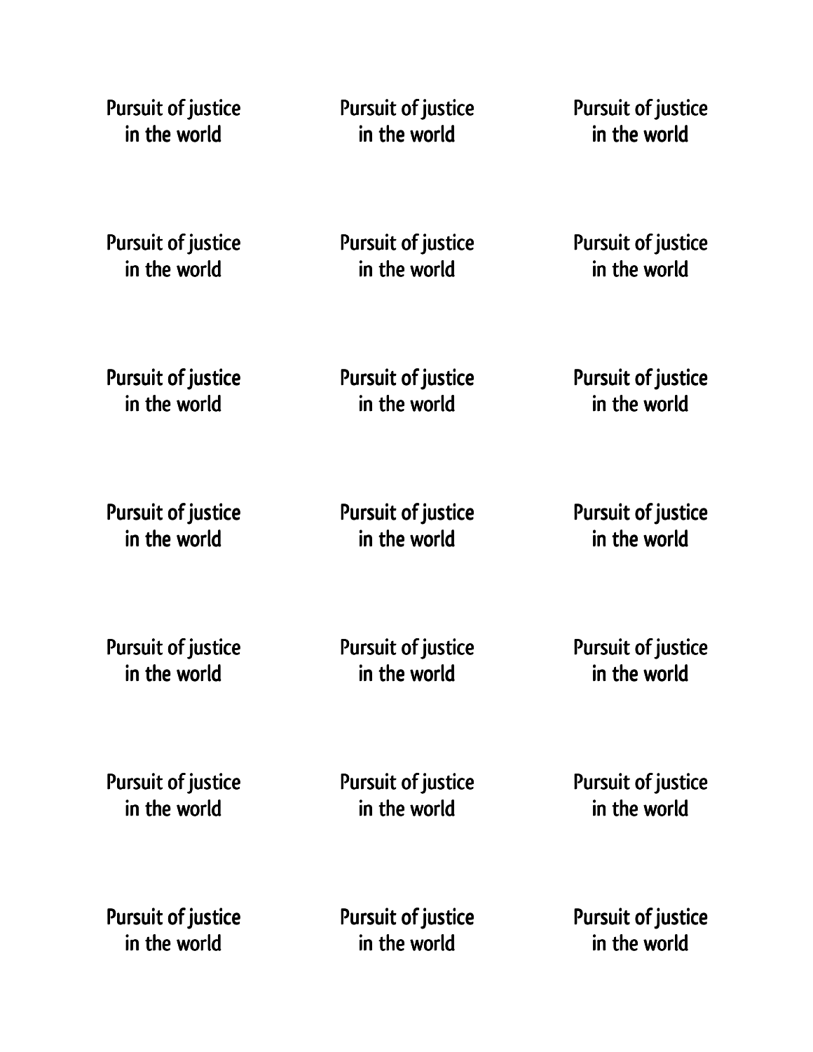| | | |
|---|---|---|
| Pursuit of justice in the world | Pursuit of justice in the world | Pursuit of justice in the world |
| Pursuit of justice in the world | Pursuit of justice in the world | Pursuit of justice in the world |
| Pursuit of justice in the world | Pursuit of justice in the world | Pursuit of justice in the world |
| Pursuit of justice in the world | Pursuit of justice in the world | Pursuit of justice in the world |
| Pursuit of justice in the world | Pursuit of justice in the world | Pursuit of justice in the world |
| Pursuit of justice in the world | Pursuit of justice in the world | Pursuit of justice in the world |
| Pursuit of justice in the world | Pursuit of justice in the world | Pursuit of justice in the world |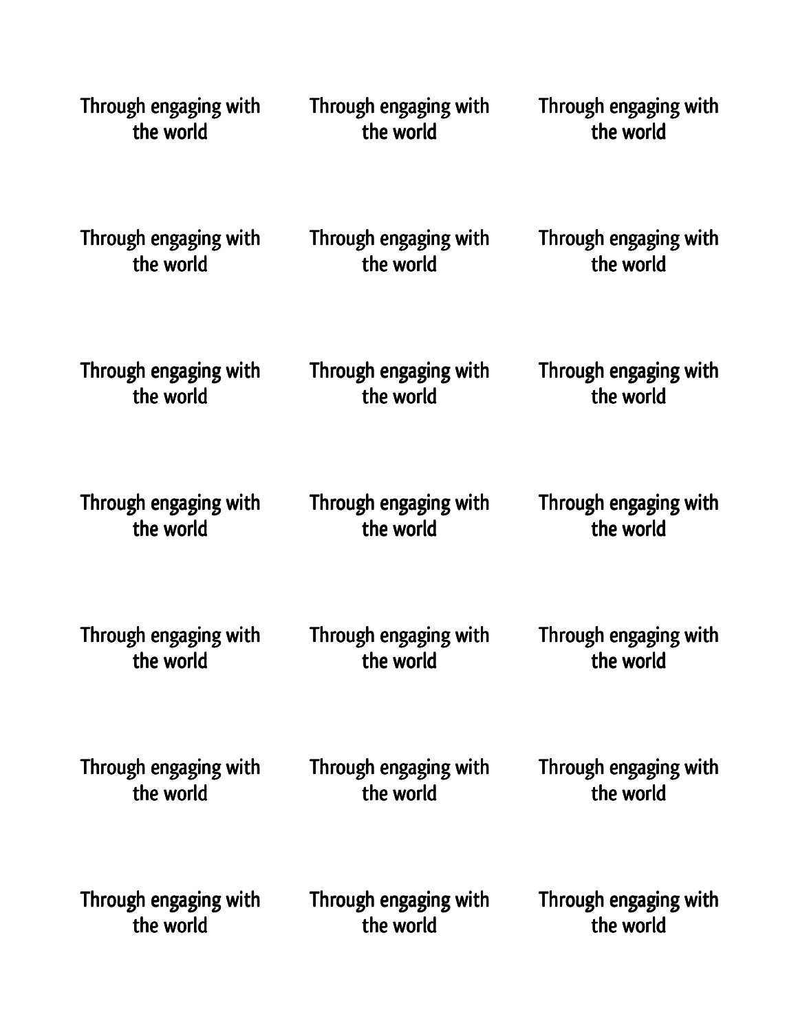Through engaging with the world

Through engaging with the world

Through engaging with the world

Through engaging with the world

Through engaging with the world

Through engaging with the world

Through engaging with the world

Through engaging with the world

Through engaging with the world

Through engaging with the world

Through engaging with the world

Through engaging with the world

Through engaging with the world

Through engaging with the world

Through engaging with the world

Through engaging with the world

Through engaging with the world

Through engaging with the world

Through engaging with the world

Through engaging with the world

Through engaging with the world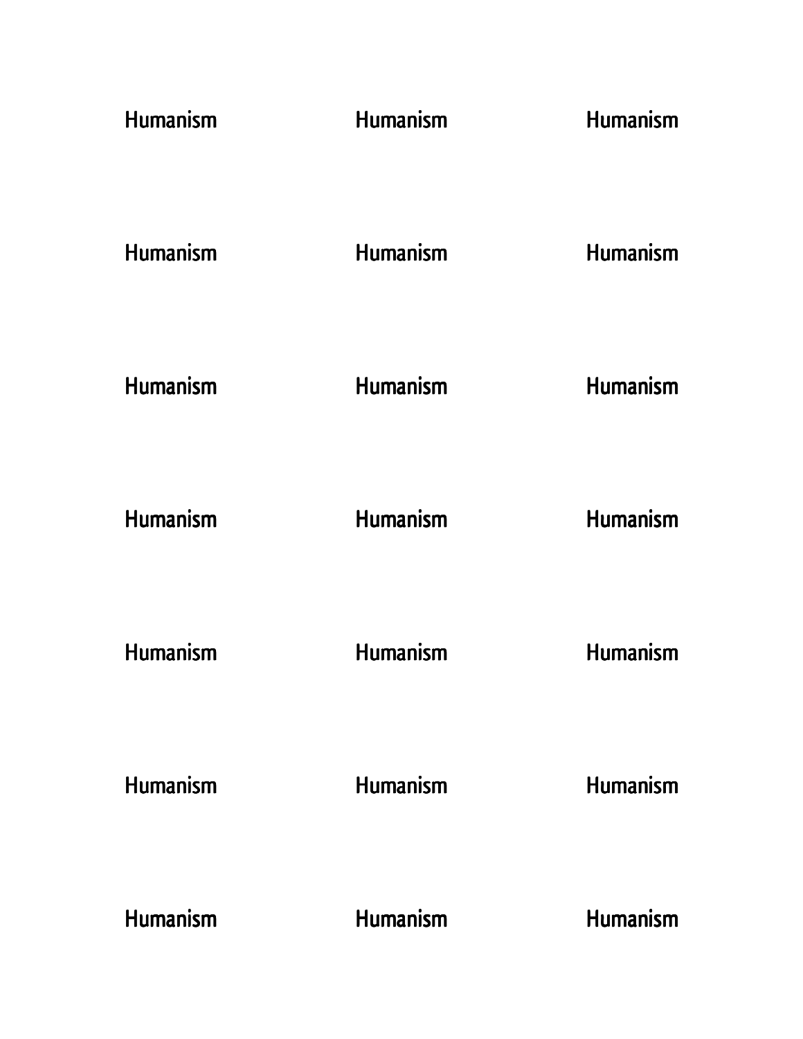| | | |
|---|---|---|
| Humanism | Humanism | Humanism |
| Humanism | Humanism | Humanism |
| Humanism | Humanism | Humanism |
| Humanism | Humanism | Humanism |
| Humanism | Humanism | Humanism |
| Humanism | Humanism | Humanism |
| Humanism | Humanism | Humanism |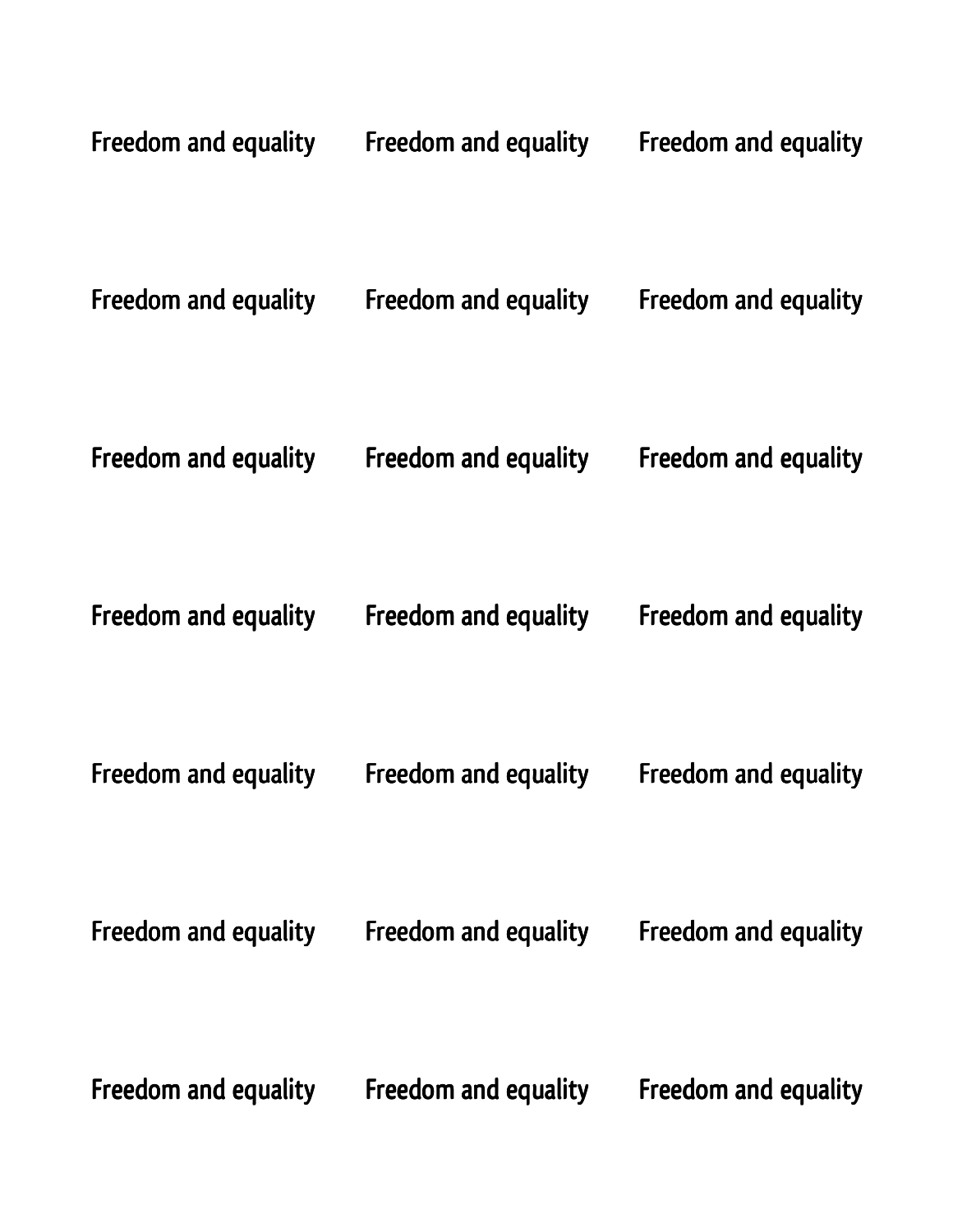| | | |
|---|---|---|
| Freedom and equality | Freedom and equality | Freedom and equality |
| Freedom and equality | Freedom and equality | Freedom and equality |
| Freedom and equality | Freedom and equality | Freedom and equality |
| Freedom and equality | Freedom and equality | Freedom and equality |
| Freedom and equality | Freedom and equality | Freedom and equality |
| Freedom and equality | Freedom and equality | Freedom and equality |
| Freedom and equality | Freedom and equality | Freedom and equality |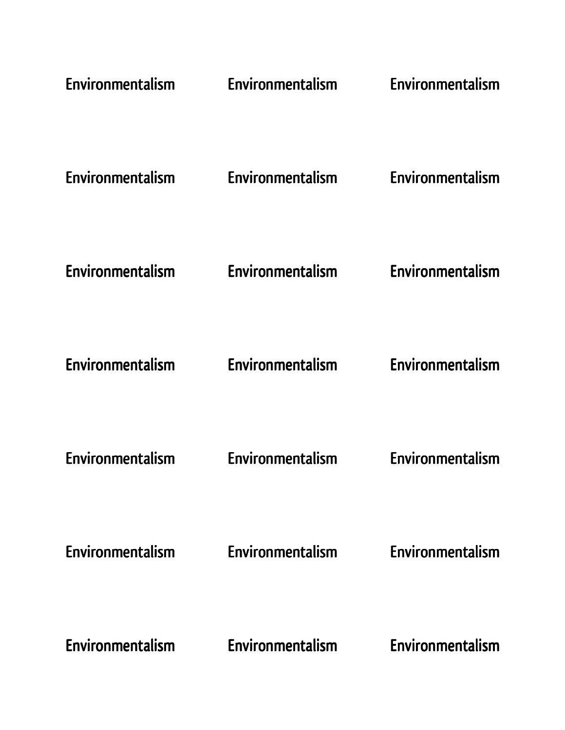| Environmentalism | Environmentalism | Environmentalism |
|---|---|---|
| Environmentalism | Environmentalism | Environmentalism |
| Environmentalism | Environmentalism | Environmentalism |
| Environmentalism | Environmentalism | Environmentalism |
| Environmentalism | Environmentalism | Environmentalism |
| Environmentalism | Environmentalism | Environmentalism |
| Environmentalism | Environmentalism | Environmentalism |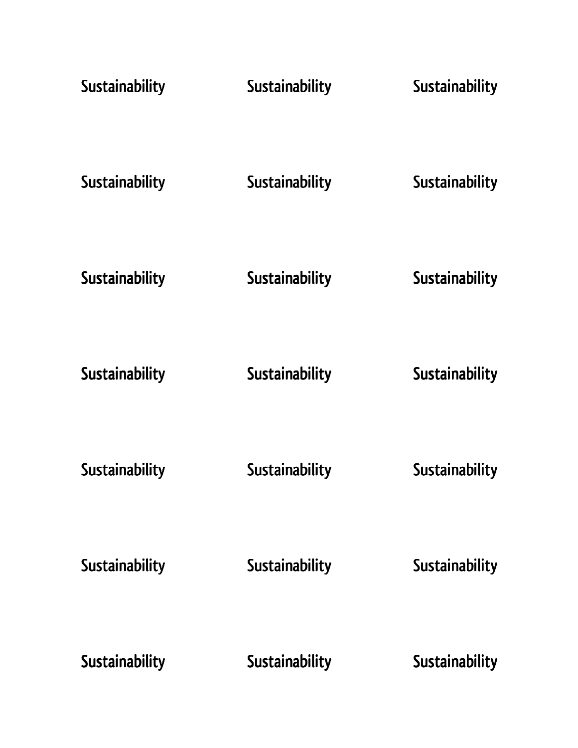| | | |
|---|---|---|
| Sustainability | Sustainability | Sustainability |
| Sustainability | Sustainability | Sustainability |
| Sustainability | Sustainability | Sustainability |
| Sustainability | Sustainability | Sustainability |
| Sustainability | Sustainability | Sustainability |
| Sustainability | Sustainability | Sustainability |
| Sustainability | Sustainability | Sustainability |